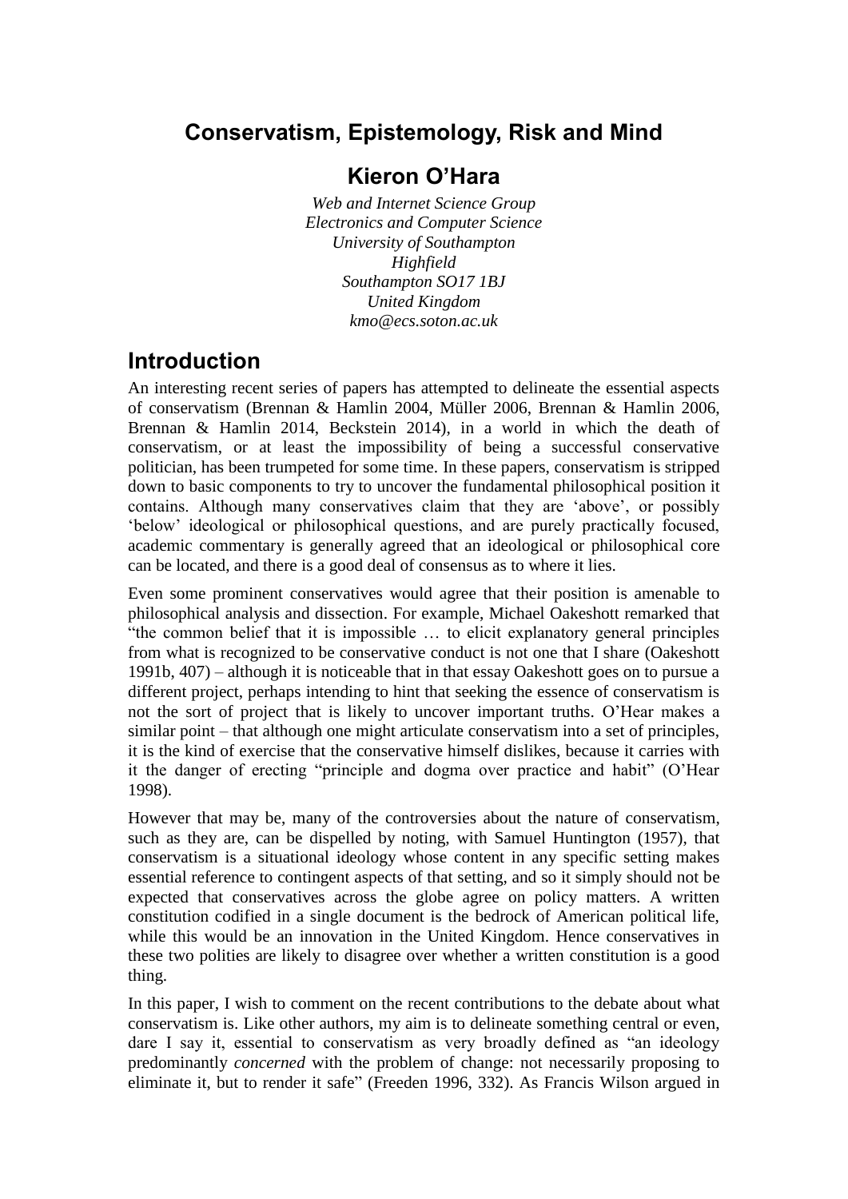# Conservatism, Epistemology, Risk and Mind

## Kieron O'Hara

*Web and Internet Science Group*
*Electronics and Computer Science*
*University of Southampton*
*Highfield*
*Southampton SO17 1BJ*
*United Kingdom*
*kmo@ecs.soton.ac.uk*

## Introduction

An interesting recent series of papers has attempted to delineate the essential aspects of conservatism (Brennan & Hamlin 2004, Müller 2006, Brennan & Hamlin 2006, Brennan & Hamlin 2014, Beckstein 2014), in a world in which the death of conservatism, or at least the impossibility of being a successful conservative politician, has been trumpeted for some time. In these papers, conservatism is stripped down to basic components to try to uncover the fundamental philosophical position it contains. Although many conservatives claim that they are 'above', or possibly 'below' ideological or philosophical questions, and are purely practically focused, academic commentary is generally agreed that an ideological or philosophical core can be located, and there is a good deal of consensus as to where it lies.

Even some prominent conservatives would agree that their position is amenable to philosophical analysis and dissection. For example, Michael Oakeshott remarked that "the common belief that it is impossible … to elicit explanatory general principles from what is recognized to be conservative conduct is not one that I share (Oakeshott 1991b, 407) – although it is noticeable that in that essay Oakeshott goes on to pursue a different project, perhaps intending to hint that seeking the essence of conservatism is not the sort of project that is likely to uncover important truths. O'Hear makes a similar point – that although one might articulate conservatism into a set of principles, it is the kind of exercise that the conservative himself dislikes, because it carries with it the danger of erecting "principle and dogma over practice and habit" (O'Hear 1998).

However that may be, many of the controversies about the nature of conservatism, such as they are, can be dispelled by noting, with Samuel Huntington (1957), that conservatism is a situational ideology whose content in any specific setting makes essential reference to contingent aspects of that setting, and so it simply should not be expected that conservatives across the globe agree on policy matters. A written constitution codified in a single document is the bedrock of American political life, while this would be an innovation in the United Kingdom. Hence conservatives in these two polities are likely to disagree over whether a written constitution is a good thing.

In this paper, I wish to comment on the recent contributions to the debate about what conservatism is. Like other authors, my aim is to delineate something central or even, dare I say it, essential to conservatism as very broadly defined as "an ideology predominantly *concerned* with the problem of change: not necessarily proposing to eliminate it, but to render it safe" (Freeden 1996, 332). As Francis Wilson argued in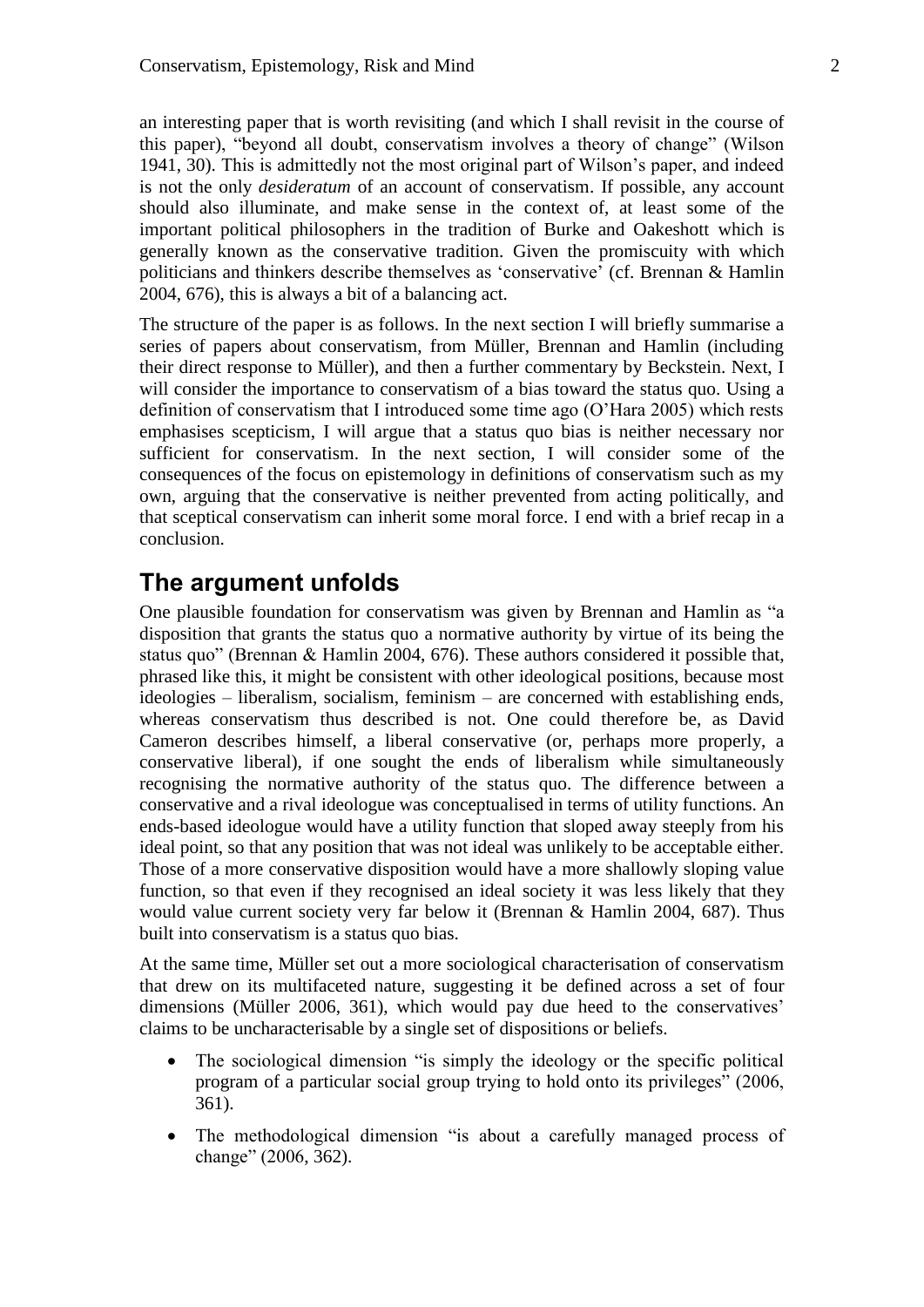an interesting paper that is worth revisiting (and which I shall revisit in the course of this paper), "beyond all doubt, conservatism involves a theory of change" (Wilson 1941, 30). This is admittedly not the most original part of Wilson's paper, and indeed is not the only *desideratum* of an account of conservatism. If possible, any account should also illuminate, and make sense in the context of, at least some of the important political philosophers in the tradition of Burke and Oakeshott which is generally known as the conservative tradition. Given the promiscuity with which politicians and thinkers describe themselves as 'conservative' (cf. Brennan & Hamlin 2004, 676), this is always a bit of a balancing act.

The structure of the paper is as follows. In the next section I will briefly summarise a series of papers about conservatism, from Müller, Brennan and Hamlin (including their direct response to Müller), and then a further commentary by Beckstein. Next, I will consider the importance to conservatism of a bias toward the status quo. Using a definition of conservatism that I introduced some time ago (O'Hara 2005) which rests emphasises scepticism, I will argue that a status quo bias is neither necessary nor sufficient for conservatism. In the next section, I will consider some of the consequences of the focus on epistemology in definitions of conservatism such as my own, arguing that the conservative is neither prevented from acting politically, and that sceptical conservatism can inherit some moral force. I end with a brief recap in a conclusion.

## The argument unfolds

One plausible foundation for conservatism was given by Brennan and Hamlin as "a disposition that grants the status quo a normative authority by virtue of its being the status quo" (Brennan & Hamlin 2004, 676). These authors considered it possible that, phrased like this, it might be consistent with other ideological positions, because most ideologies – liberalism, socialism, feminism – are concerned with establishing ends, whereas conservatism thus described is not. One could therefore be, as David Cameron describes himself, a liberal conservative (or, perhaps more properly, a conservative liberal), if one sought the ends of liberalism while simultaneously recognising the normative authority of the status quo. The difference between a conservative and a rival ideologue was conceptualised in terms of utility functions. An ends-based ideologue would have a utility function that sloped away steeply from his ideal point, so that any position that was not ideal was unlikely to be acceptable either. Those of a more conservative disposition would have a more shallowly sloping value function, so that even if they recognised an ideal society it was less likely that they would value current society very far below it (Brennan & Hamlin 2004, 687). Thus built into conservatism is a status quo bias.

At the same time, Müller set out a more sociological characterisation of conservatism that drew on its multifaceted nature, suggesting it be defined across a set of four dimensions (Müller 2006, 361), which would pay due heed to the conservatives' claims to be uncharacterisable by a single set of dispositions or beliefs.

- The sociological dimension "is simply the ideology or the specific political program of a particular social group trying to hold onto its privileges" (2006, 361).
- The methodological dimension "is about a carefully managed process of change" (2006, 362).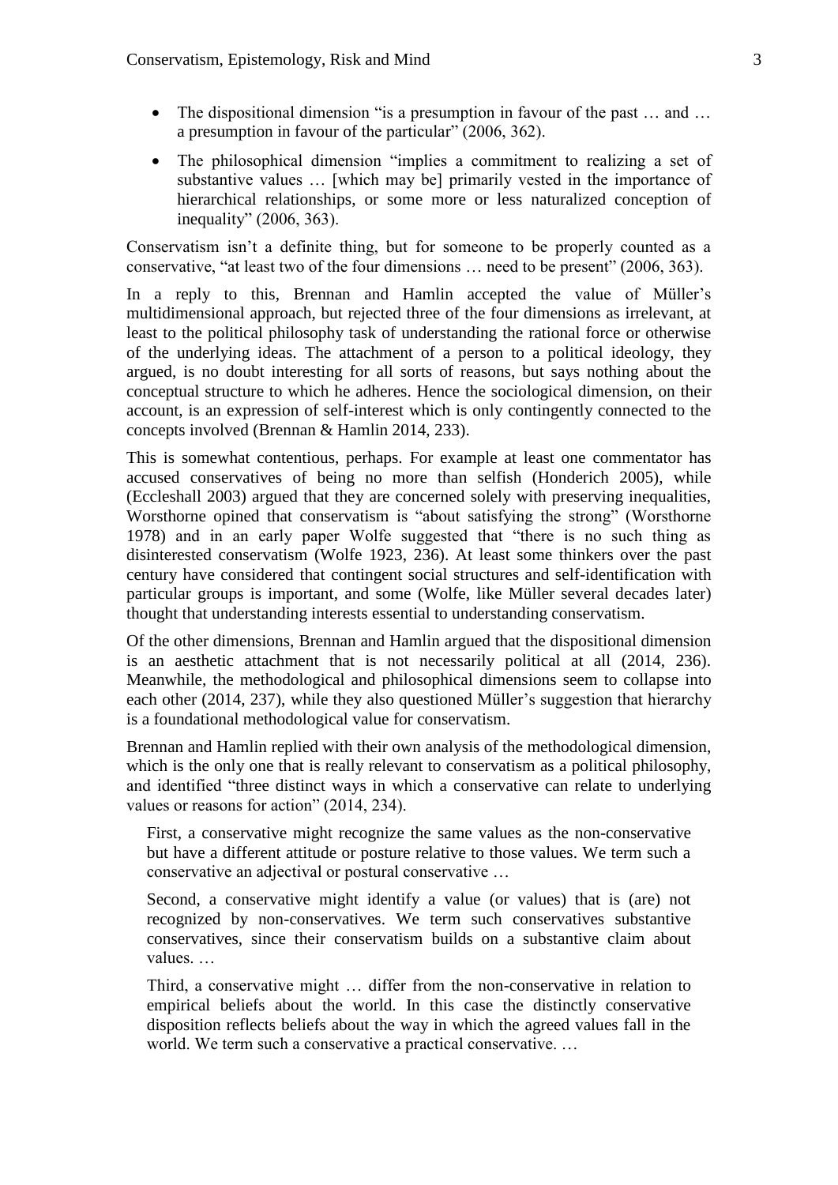- The dispositional dimension "is a presumption in favour of the past … and … a presumption in favour of the particular" (2006, 362).
- The philosophical dimension "implies a commitment to realizing a set of substantive values … [which may be] primarily vested in the importance of hierarchical relationships, or some more or less naturalized conception of inequality" (2006, 363).

Conservatism isn't a definite thing, but for someone to be properly counted as a conservative, "at least two of the four dimensions … need to be present" (2006, 363).

In a reply to this, Brennan and Hamlin accepted the value of Müller's multidimensional approach, but rejected three of the four dimensions as irrelevant, at least to the political philosophy task of understanding the rational force or otherwise of the underlying ideas. The attachment of a person to a political ideology, they argued, is no doubt interesting for all sorts of reasons, but says nothing about the conceptual structure to which he adheres. Hence the sociological dimension, on their account, is an expression of self-interest which is only contingently connected to the concepts involved (Brennan & Hamlin 2014, 233).

This is somewhat contentious, perhaps. For example at least one commentator has accused conservatives of being no more than selfish (Honderich 2005), while (Eccleshall 2003) argued that they are concerned solely with preserving inequalities, Worsthorne opined that conservatism is "about satisfying the strong" (Worsthorne 1978) and in an early paper Wolfe suggested that "there is no such thing as disinterested conservatism (Wolfe 1923, 236). At least some thinkers over the past century have considered that contingent social structures and self-identification with particular groups is important, and some (Wolfe, like Müller several decades later) thought that understanding interests essential to understanding conservatism.

Of the other dimensions, Brennan and Hamlin argued that the dispositional dimension is an aesthetic attachment that is not necessarily political at all (2014, 236). Meanwhile, the methodological and philosophical dimensions seem to collapse into each other (2014, 237), while they also questioned Müller's suggestion that hierarchy is a foundational methodological value for conservatism.

Brennan and Hamlin replied with their own analysis of the methodological dimension, which is the only one that is really relevant to conservatism as a political philosophy, and identified "three distinct ways in which a conservative can relate to underlying values or reasons for action" (2014, 234).

> First, a conservative might recognize the same values as the non-conservative but have a different attitude or posture relative to those values. We term such a conservative an adjectival or postural conservative …
>
> Second, a conservative might identify a value (or values) that is (are) not recognized by non-conservatives. We term such conservatives substantive conservatives, since their conservatism builds on a substantive claim about values. …
>
> Third, a conservative might … differ from the non-conservative in relation to empirical beliefs about the world. In this case the distinctly conservative disposition reflects beliefs about the way in which the agreed values fall in the world. We term such a conservative a practical conservative. …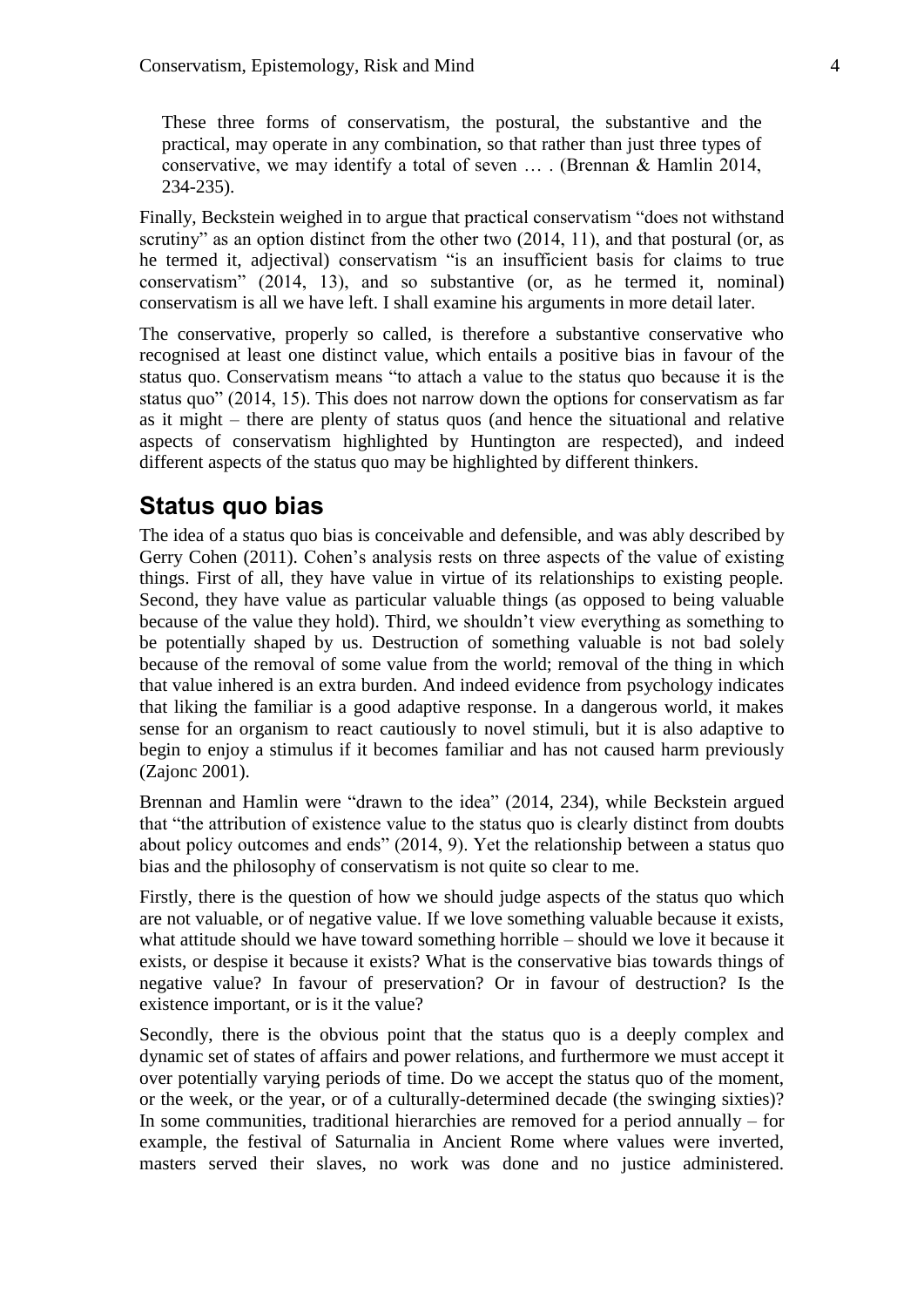> These three forms of conservatism, the postural, the substantive and the practical, may operate in any combination, so that rather than just three types of conservative, we may identify a total of seven … . (Brennan & Hamlin 2014, 234-235).

Finally, Beckstein weighed in to argue that practical conservatism "does not withstand scrutiny" as an option distinct from the other two (2014, 11), and that postural (or, as he termed it, adjectival) conservatism "is an insufficient basis for claims to true conservatism" (2014, 13), and so substantive (or, as he termed it, nominal) conservatism is all we have left. I shall examine his arguments in more detail later.

The conservative, properly so called, is therefore a substantive conservative who recognised at least one distinct value, which entails a positive bias in favour of the status quo. Conservatism means "to attach a value to the status quo because it is the status quo" (2014, 15). This does not narrow down the options for conservatism as far as it might – there are plenty of status quos (and hence the situational and relative aspects of conservatism highlighted by Huntington are respected), and indeed different aspects of the status quo may be highlighted by different thinkers.

## Status quo bias

The idea of a status quo bias is conceivable and defensible, and was ably described by Gerry Cohen (2011). Cohen's analysis rests on three aspects of the value of existing things. First of all, they have value in virtue of its relationships to existing people. Second, they have value as particular valuable things (as opposed to being valuable because of the value they hold). Third, we shouldn't view everything as something to be potentially shaped by us. Destruction of something valuable is not bad solely because of the removal of some value from the world; removal of the thing in which that value inhered is an extra burden. And indeed evidence from psychology indicates that liking the familiar is a good adaptive response. In a dangerous world, it makes sense for an organism to react cautiously to novel stimuli, but it is also adaptive to begin to enjoy a stimulus if it becomes familiar and has not caused harm previously (Zajonc 2001).

Brennan and Hamlin were "drawn to the idea" (2014, 234), while Beckstein argued that "the attribution of existence value to the status quo is clearly distinct from doubts about policy outcomes and ends" (2014, 9). Yet the relationship between a status quo bias and the philosophy of conservatism is not quite so clear to me.

Firstly, there is the question of how we should judge aspects of the status quo which are not valuable, or of negative value. If we love something valuable because it exists, what attitude should we have toward something horrible – should we love it because it exists, or despise it because it exists? What is the conservative bias towards things of negative value? In favour of preservation? Or in favour of destruction? Is the existence important, or is it the value?

Secondly, there is the obvious point that the status quo is a deeply complex and dynamic set of states of affairs and power relations, and furthermore we must accept it over potentially varying periods of time. Do we accept the status quo of the moment, or the week, or the year, or of a culturally-determined decade (the swinging sixties)? In some communities, traditional hierarchies are removed for a period annually – for example, the festival of Saturnalia in Ancient Rome where values were inverted, masters served their slaves, no work was done and no justice administered.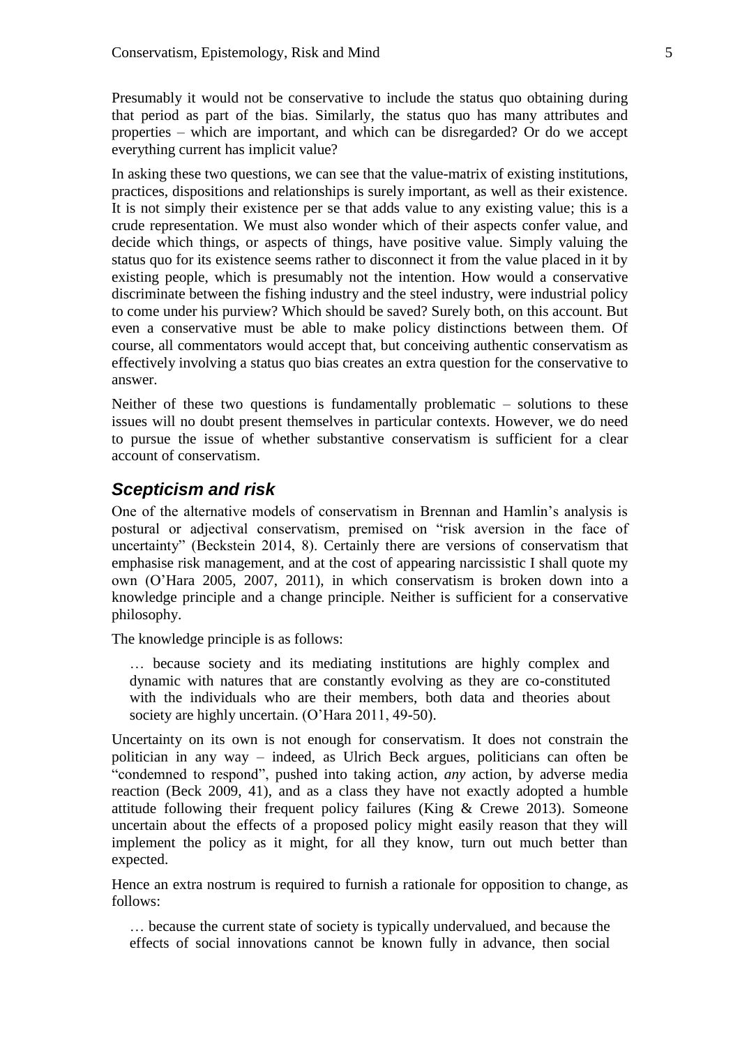Presumably it would not be conservative to include the status quo obtaining during that period as part of the bias. Similarly, the status quo has many attributes and properties – which are important, and which can be disregarded? Or do we accept everything current has implicit value?

In asking these two questions, we can see that the value-matrix of existing institutions, practices, dispositions and relationships is surely important, as well as their existence. It is not simply their existence per se that adds value to any existing value; this is a crude representation. We must also wonder which of their aspects confer value, and decide which things, or aspects of things, have positive value. Simply valuing the status quo for its existence seems rather to disconnect it from the value placed in it by existing people, which is presumably not the intention. How would a conservative discriminate between the fishing industry and the steel industry, were industrial policy to come under his purview? Which should be saved? Surely both, on this account. But even a conservative must be able to make policy distinctions between them. Of course, all commentators would accept that, but conceiving authentic conservatism as effectively involving a status quo bias creates an extra question for the conservative to answer.

Neither of these two questions is fundamentally problematic – solutions to these issues will no doubt present themselves in particular contexts. However, we do need to pursue the issue of whether substantive conservatism is sufficient for a clear account of conservatism.

## *Scepticism and risk*

One of the alternative models of conservatism in Brennan and Hamlin's analysis is postural or adjectival conservatism, premised on "risk aversion in the face of uncertainty" (Beckstein 2014, 8). Certainly there are versions of conservatism that emphasise risk management, and at the cost of appearing narcissistic I shall quote my own (O'Hara 2005, 2007, 2011), in which conservatism is broken down into a knowledge principle and a change principle. Neither is sufficient for a conservative philosophy.

The knowledge principle is as follows:

> … because society and its mediating institutions are highly complex and dynamic with natures that are constantly evolving as they are co-constituted with the individuals who are their members, both data and theories about society are highly uncertain. (O'Hara 2011, 49-50).

Uncertainty on its own is not enough for conservatism. It does not constrain the politician in any way – indeed, as Ulrich Beck argues, politicians can often be "condemned to respond", pushed into taking action, *any* action, by adverse media reaction (Beck 2009, 41), and as a class they have not exactly adopted a humble attitude following their frequent policy failures (King & Crewe 2013). Someone uncertain about the effects of a proposed policy might easily reason that they will implement the policy as it might, for all they know, turn out much better than expected.

Hence an extra nostrum is required to furnish a rationale for opposition to change, as follows:

> … because the current state of society is typically undervalued, and because the effects of social innovations cannot be known fully in advance, then social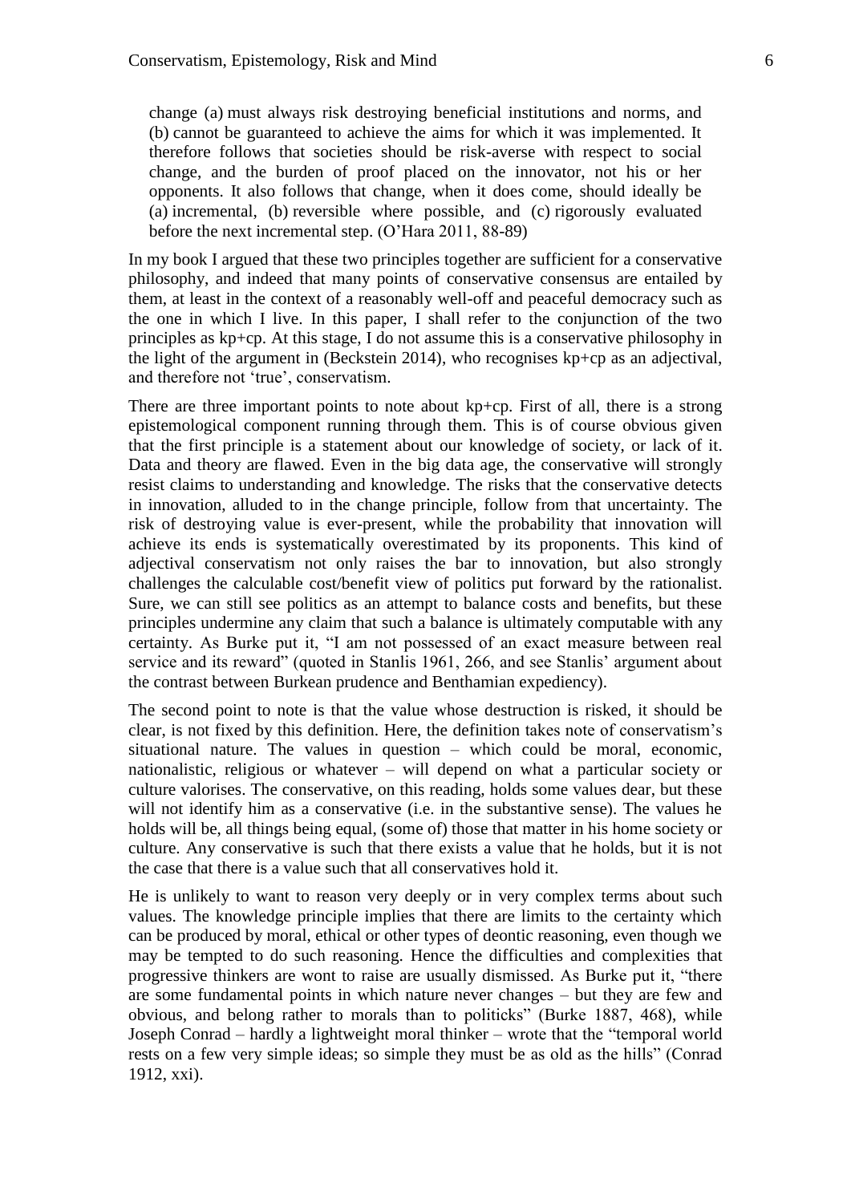> change (a) must always risk destroying beneficial institutions and norms, and (b) cannot be guaranteed to achieve the aims for which it was implemented. It therefore follows that societies should be risk-averse with respect to social change, and the burden of proof placed on the innovator, not his or her opponents. It also follows that change, when it does come, should ideally be (a) incremental, (b) reversible where possible, and (c) rigorously evaluated before the next incremental step. (O'Hara 2011, 88-89)

In my book I argued that these two principles together are sufficient for a conservative philosophy, and indeed that many points of conservative consensus are entailed by them, at least in the context of a reasonably well-off and peaceful democracy such as the one in which I live. In this paper, I shall refer to the conjunction of the two principles as kp+cp. At this stage, I do not assume this is a conservative philosophy in the light of the argument in (Beckstein 2014), who recognises kp+cp as an adjectival, and therefore not 'true', conservatism.

There are three important points to note about kp+cp. First of all, there is a strong epistemological component running through them. This is of course obvious given that the first principle is a statement about our knowledge of society, or lack of it. Data and theory are flawed. Even in the big data age, the conservative will strongly resist claims to understanding and knowledge. The risks that the conservative detects in innovation, alluded to in the change principle, follow from that uncertainty. The risk of destroying value is ever-present, while the probability that innovation will achieve its ends is systematically overestimated by its proponents. This kind of adjectival conservatism not only raises the bar to innovation, but also strongly challenges the calculable cost/benefit view of politics put forward by the rationalist. Sure, we can still see politics as an attempt to balance costs and benefits, but these principles undermine any claim that such a balance is ultimately computable with any certainty. As Burke put it, "I am not possessed of an exact measure between real service and its reward" (quoted in Stanlis 1961, 266, and see Stanlis' argument about the contrast between Burkean prudence and Benthamian expediency).

The second point to note is that the value whose destruction is risked, it should be clear, is not fixed by this definition. Here, the definition takes note of conservatism's situational nature. The values in question – which could be moral, economic, nationalistic, religious or whatever – will depend on what a particular society or culture valorises. The conservative, on this reading, holds some values dear, but these will not identify him as a conservative (i.e. in the substantive sense). The values he holds will be, all things being equal, (some of) those that matter in his home society or culture. Any conservative is such that there exists a value that he holds, but it is not the case that there is a value such that all conservatives hold it.

He is unlikely to want to reason very deeply or in very complex terms about such values. The knowledge principle implies that there are limits to the certainty which can be produced by moral, ethical or other types of deontic reasoning, even though we may be tempted to do such reasoning. Hence the difficulties and complexities that progressive thinkers are wont to raise are usually dismissed. As Burke put it, "there are some fundamental points in which nature never changes – but they are few and obvious, and belong rather to morals than to politicks" (Burke 1887, 468), while Joseph Conrad – hardly a lightweight moral thinker – wrote that the "temporal world rests on a few very simple ideas; so simple they must be as old as the hills" (Conrad 1912, xxi).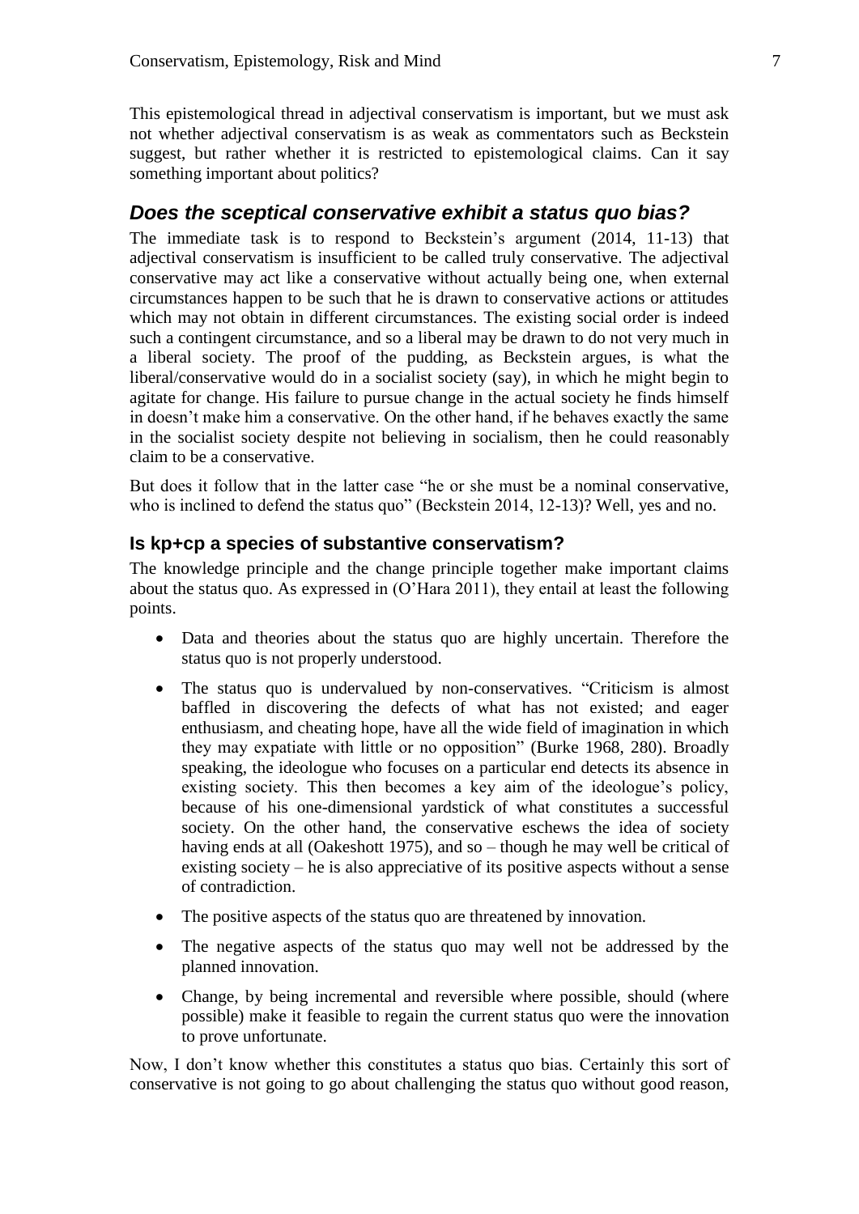This epistemological thread in adjectival conservatism is important, but we must ask not whether adjectival conservatism is as weak as commentators such as Beckstein suggest, but rather whether it is restricted to epistemological claims. Can it say something important about politics?

## *Does the sceptical conservative exhibit a status quo bias?*

The immediate task is to respond to Beckstein's argument (2014, 11-13) that adjectival conservatism is insufficient to be called truly conservative. The adjectival conservative may act like a conservative without actually being one, when external circumstances happen to be such that he is drawn to conservative actions or attitudes which may not obtain in different circumstances. The existing social order is indeed such a contingent circumstance, and so a liberal may be drawn to do not very much in a liberal society. The proof of the pudding, as Beckstein argues, is what the liberal/conservative would do in a socialist society (say), in which he might begin to agitate for change. His failure to pursue change in the actual society he finds himself in doesn't make him a conservative. On the other hand, if he behaves exactly the same in the socialist society despite not believing in socialism, then he could reasonably claim to be a conservative.

But does it follow that in the latter case "he or she must be a nominal conservative, who is inclined to defend the status quo" (Beckstein 2014, 12-13)? Well, yes and no.

### Is kp+cp a species of substantive conservatism?

The knowledge principle and the change principle together make important claims about the status quo. As expressed in (O'Hara 2011), they entail at least the following points.

- Data and theories about the status quo are highly uncertain. Therefore the status quo is not properly understood.
- The status quo is undervalued by non-conservatives. "Criticism is almost baffled in discovering the defects of what has not existed; and eager enthusiasm, and cheating hope, have all the wide field of imagination in which they may expatiate with little or no opposition" (Burke 1968, 280). Broadly speaking, the ideologue who focuses on a particular end detects its absence in existing society. This then becomes a key aim of the ideologue's policy, because of his one-dimensional yardstick of what constitutes a successful society. On the other hand, the conservative eschews the idea of society having ends at all (Oakeshott 1975), and so – though he may well be critical of existing society – he is also appreciative of its positive aspects without a sense of contradiction.
- The positive aspects of the status quo are threatened by innovation.
- The negative aspects of the status quo may well not be addressed by the planned innovation.
- Change, by being incremental and reversible where possible, should (where possible) make it feasible to regain the current status quo were the innovation to prove unfortunate.

Now, I don't know whether this constitutes a status quo bias. Certainly this sort of conservative is not going to go about challenging the status quo without good reason,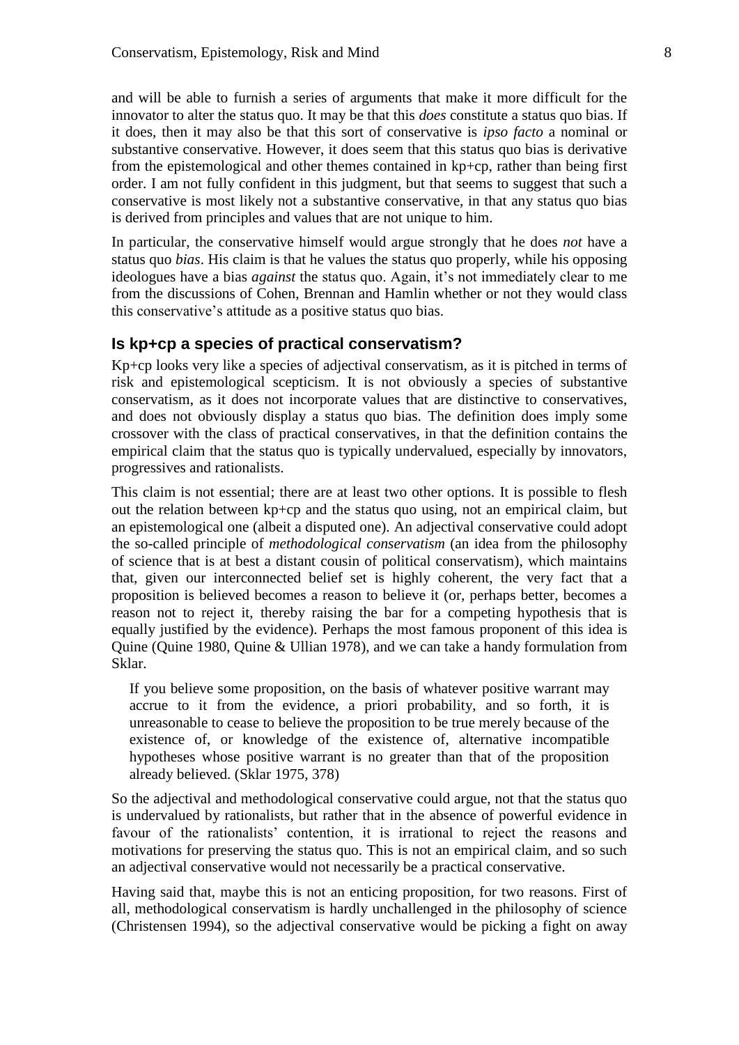and will be able to furnish a series of arguments that make it more difficult for the innovator to alter the status quo. It may be that this *does* constitute a status quo bias. If it does, then it may also be that this sort of conservative is *ipso facto* a nominal or substantive conservative. However, it does seem that this status quo bias is derivative from the epistemological and other themes contained in kp+cp, rather than being first order. I am not fully confident in this judgment, but that seems to suggest that such a conservative is most likely not a substantive conservative, in that any status quo bias is derived from principles and values that are not unique to him.

In particular, the conservative himself would argue strongly that he does *not* have a status quo *bias*. His claim is that he values the status quo properly, while his opposing ideologues have a bias *against* the status quo. Again, it's not immediately clear to me from the discussions of Cohen, Brennan and Hamlin whether or not they would class this conservative's attitude as a positive status quo bias.

### Is kp+cp a species of practical conservatism?

Kp+cp looks very like a species of adjectival conservatism, as it is pitched in terms of risk and epistemological scepticism. It is not obviously a species of substantive conservatism, as it does not incorporate values that are distinctive to conservatives, and does not obviously display a status quo bias. The definition does imply some crossover with the class of practical conservatives, in that the definition contains the empirical claim that the status quo is typically undervalued, especially by innovators, progressives and rationalists.

This claim is not essential; there are at least two other options. It is possible to flesh out the relation between kp+cp and the status quo using, not an empirical claim, but an epistemological one (albeit a disputed one). An adjectival conservative could adopt the so-called principle of *methodological conservatism* (an idea from the philosophy of science that is at best a distant cousin of political conservatism), which maintains that, given our interconnected belief set is highly coherent, the very fact that a proposition is believed becomes a reason to believe it (or, perhaps better, becomes a reason not to reject it, thereby raising the bar for a competing hypothesis that is equally justified by the evidence). Perhaps the most famous proponent of this idea is Quine (Quine 1980, Quine & Ullian 1978), and we can take a handy formulation from Sklar.

> If you believe some proposition, on the basis of whatever positive warrant may accrue to it from the evidence, a priori probability, and so forth, it is unreasonable to cease to believe the proposition to be true merely because of the existence of, or knowledge of the existence of, alternative incompatible hypotheses whose positive warrant is no greater than that of the proposition already believed. (Sklar 1975, 378)

So the adjectival and methodological conservative could argue, not that the status quo is undervalued by rationalists, but rather that in the absence of powerful evidence in favour of the rationalists' contention, it is irrational to reject the reasons and motivations for preserving the status quo. This is not an empirical claim, and so such an adjectival conservative would not necessarily be a practical conservative.

Having said that, maybe this is not an enticing proposition, for two reasons. First of all, methodological conservatism is hardly unchallenged in the philosophy of science (Christensen 1994), so the adjectival conservative would be picking a fight on away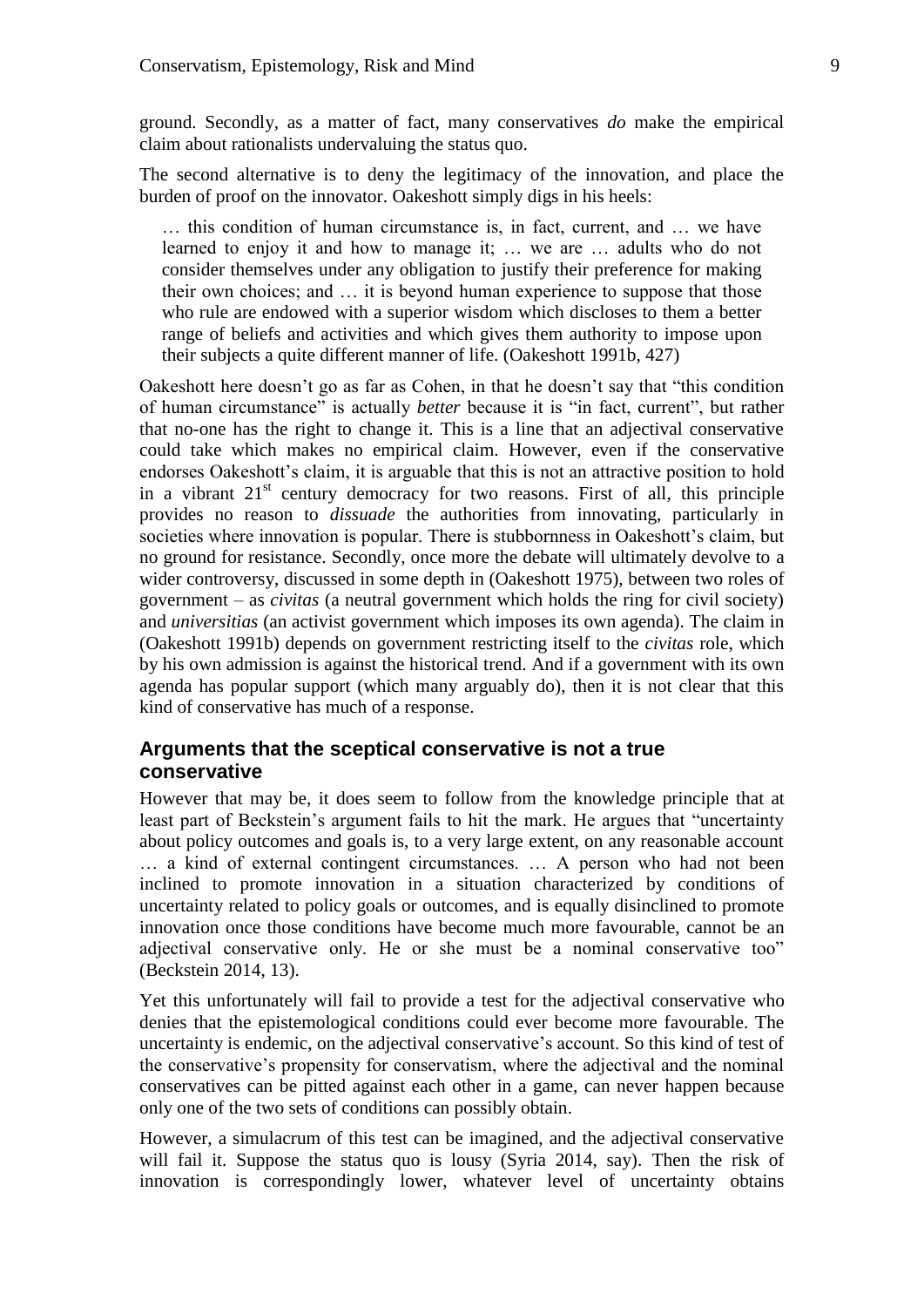ground. Secondly, as a matter of fact, many conservatives *do* make the empirical claim about rationalists undervaluing the status quo.

The second alternative is to deny the legitimacy of the innovation, and place the burden of proof on the innovator. Oakeshott simply digs in his heels:

> … this condition of human circumstance is, in fact, current, and … we have learned to enjoy it and how to manage it; … we are … adults who do not consider themselves under any obligation to justify their preference for making their own choices; and … it is beyond human experience to suppose that those who rule are endowed with a superior wisdom which discloses to them a better range of beliefs and activities and which gives them authority to impose upon their subjects a quite different manner of life. (Oakeshott 1991b, 427)

Oakeshott here doesn't go as far as Cohen, in that he doesn't say that "this condition of human circumstance" is actually *better* because it is "in fact, current", but rather that no-one has the right to change it. This is a line that an adjectival conservative could take which makes no empirical claim. However, even if the conservative endorses Oakeshott's claim, it is arguable that this is not an attractive position to hold in a vibrant 21st century democracy for two reasons. First of all, this principle provides no reason to *dissuade* the authorities from innovating, particularly in societies where innovation is popular. There is stubbornness in Oakeshott's claim, but no ground for resistance. Secondly, once more the debate will ultimately devolve to a wider controversy, discussed in some depth in (Oakeshott 1975), between two roles of government – as *civitas* (a neutral government which holds the ring for civil society) and *universitias* (an activist government which imposes its own agenda). The claim in (Oakeshott 1991b) depends on government restricting itself to the *civitas* role, which by his own admission is against the historical trend. And if a government with its own agenda has popular support (which many arguably do), then it is not clear that this kind of conservative has much of a response.

## Arguments that the sceptical conservative is not a true conservative

However that may be, it does seem to follow from the knowledge principle that at least part of Beckstein's argument fails to hit the mark. He argues that "uncertainty about policy outcomes and goals is, to a very large extent, on any reasonable account … a kind of external contingent circumstances. … A person who had not been inclined to promote innovation in a situation characterized by conditions of uncertainty related to policy goals or outcomes, and is equally disinclined to promote innovation once those conditions have become much more favourable, cannot be an adjectival conservative only. He or she must be a nominal conservative too" (Beckstein 2014, 13).

Yet this unfortunately will fail to provide a test for the adjectival conservative who denies that the epistemological conditions could ever become more favourable. The uncertainty is endemic, on the adjectival conservative's account. So this kind of test of the conservative's propensity for conservatism, where the adjectival and the nominal conservatives can be pitted against each other in a game, can never happen because only one of the two sets of conditions can possibly obtain.

However, a simulacrum of this test can be imagined, and the adjectival conservative will fail it. Suppose the status quo is lousy (Syria 2014, say). Then the risk of innovation is correspondingly lower, whatever level of uncertainty obtains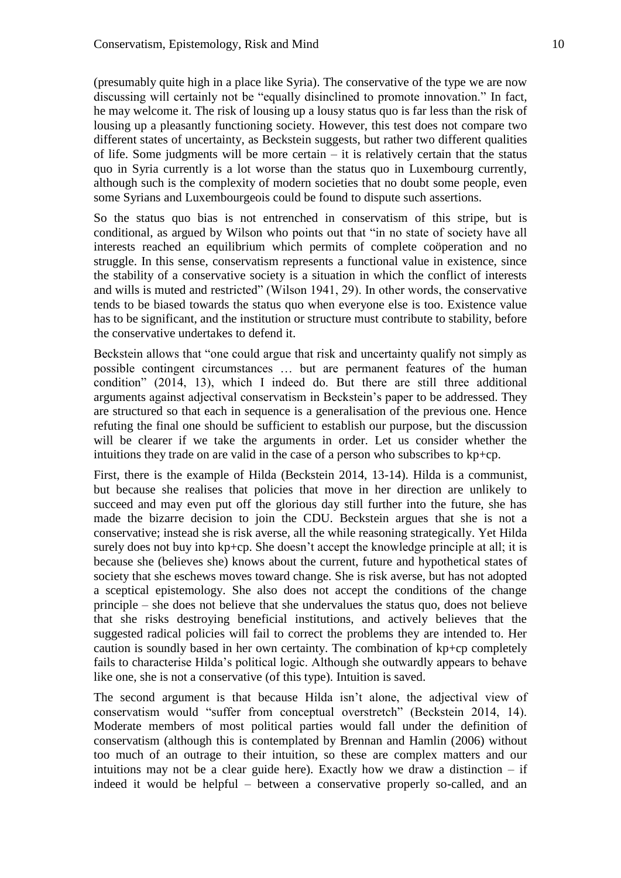(presumably quite high in a place like Syria). The conservative of the type we are now discussing will certainly not be "equally disinclined to promote innovation." In fact, he may welcome it. The risk of lousing up a lousy status quo is far less than the risk of lousing up a pleasantly functioning society. However, this test does not compare two different states of uncertainty, as Beckstein suggests, but rather two different qualities of life. Some judgments will be more certain – it is relatively certain that the status quo in Syria currently is a lot worse than the status quo in Luxembourg currently, although such is the complexity of modern societies that no doubt some people, even some Syrians and Luxembourgeois could be found to dispute such assertions.

So the status quo bias is not entrenched in conservatism of this stripe, but is conditional, as argued by Wilson who points out that "in no state of society have all interests reached an equilibrium which permits of complete coöperation and no struggle. In this sense, conservatism represents a functional value in existence, since the stability of a conservative society is a situation in which the conflict of interests and wills is muted and restricted" (Wilson 1941, 29). In other words, the conservative tends to be biased towards the status quo when everyone else is too. Existence value has to be significant, and the institution or structure must contribute to stability, before the conservative undertakes to defend it.

Beckstein allows that "one could argue that risk and uncertainty qualify not simply as possible contingent circumstances … but are permanent features of the human condition" (2014, 13), which I indeed do. But there are still three additional arguments against adjectival conservatism in Beckstein's paper to be addressed. They are structured so that each in sequence is a generalisation of the previous one. Hence refuting the final one should be sufficient to establish our purpose, but the discussion will be clearer if we take the arguments in order. Let us consider whether the intuitions they trade on are valid in the case of a person who subscribes to kp+cp.

First, there is the example of Hilda (Beckstein 2014, 13-14). Hilda is a communist, but because she realises that policies that move in her direction are unlikely to succeed and may even put off the glorious day still further into the future, she has made the bizarre decision to join the CDU. Beckstein argues that she is not a conservative; instead she is risk averse, all the while reasoning strategically. Yet Hilda surely does not buy into kp+cp. She doesn't accept the knowledge principle at all; it is because she (believes she) knows about the current, future and hypothetical states of society that she eschews moves toward change. She is risk averse, but has not adopted a sceptical epistemology. She also does not accept the conditions of the change principle – she does not believe that she undervalues the status quo, does not believe that she risks destroying beneficial institutions, and actively believes that the suggested radical policies will fail to correct the problems they are intended to. Her caution is soundly based in her own certainty. The combination of kp+cp completely fails to characterise Hilda's political logic. Although she outwardly appears to behave like one, she is not a conservative (of this type). Intuition is saved.

The second argument is that because Hilda isn't alone, the adjectival view of conservatism would "suffer from conceptual overstretch" (Beckstein 2014, 14). Moderate members of most political parties would fall under the definition of conservatism (although this is contemplated by Brennan and Hamlin (2006) without too much of an outrage to their intuition, so these are complex matters and our intuitions may not be a clear guide here). Exactly how we draw a distinction – if indeed it would be helpful – between a conservative properly so-called, and an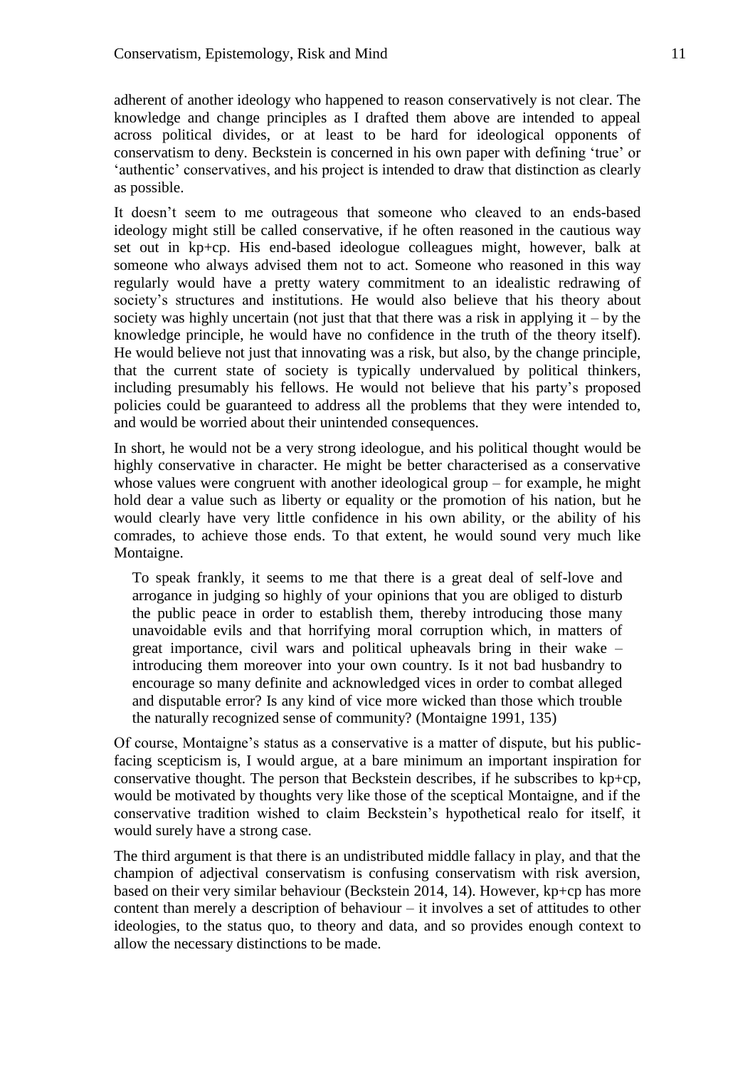adherent of another ideology who happened to reason conservatively is not clear. The knowledge and change principles as I drafted them above are intended to appeal across political divides, or at least to be hard for ideological opponents of conservatism to deny. Beckstein is concerned in his own paper with defining 'true' or 'authentic' conservatives, and his project is intended to draw that distinction as clearly as possible.

It doesn't seem to me outrageous that someone who cleaved to an ends-based ideology might still be called conservative, if he often reasoned in the cautious way set out in kp+cp. His end-based ideologue colleagues might, however, balk at someone who always advised them not to act. Someone who reasoned in this way regularly would have a pretty watery commitment to an idealistic redrawing of society's structures and institutions. He would also believe that his theory about society was highly uncertain (not just that that there was a risk in applying it – by the knowledge principle, he would have no confidence in the truth of the theory itself). He would believe not just that innovating was a risk, but also, by the change principle, that the current state of society is typically undervalued by political thinkers, including presumably his fellows. He would not believe that his party's proposed policies could be guaranteed to address all the problems that they were intended to, and would be worried about their unintended consequences.

In short, he would not be a very strong ideologue, and his political thought would be highly conservative in character. He might be better characterised as a conservative whose values were congruent with another ideological group – for example, he might hold dear a value such as liberty or equality or the promotion of his nation, but he would clearly have very little confidence in his own ability, or the ability of his comrades, to achieve those ends. To that extent, he would sound very much like Montaigne.

> To speak frankly, it seems to me that there is a great deal of self-love and arrogance in judging so highly of your opinions that you are obliged to disturb the public peace in order to establish them, thereby introducing those many unavoidable evils and that horrifying moral corruption which, in matters of great importance, civil wars and political upheavals bring in their wake – introducing them moreover into your own country. Is it not bad husbandry to encourage so many definite and acknowledged vices in order to combat alleged and disputable error? Is any kind of vice more wicked than those which trouble the naturally recognized sense of community? (Montaigne 1991, 135)

Of course, Montaigne's status as a conservative is a matter of dispute, but his public-facing scepticism is, I would argue, at a bare minimum an important inspiration for conservative thought. The person that Beckstein describes, if he subscribes to kp+cp, would be motivated by thoughts very like those of the sceptical Montaigne, and if the conservative tradition wished to claim Beckstein's hypothetical realo for itself, it would surely have a strong case.

The third argument is that there is an undistributed middle fallacy in play, and that the champion of adjectival conservatism is confusing conservatism with risk aversion, based on their very similar behaviour (Beckstein 2014, 14). However, kp+cp has more content than merely a description of behaviour – it involves a set of attitudes to other ideologies, to the status quo, to theory and data, and so provides enough context to allow the necessary distinctions to be made.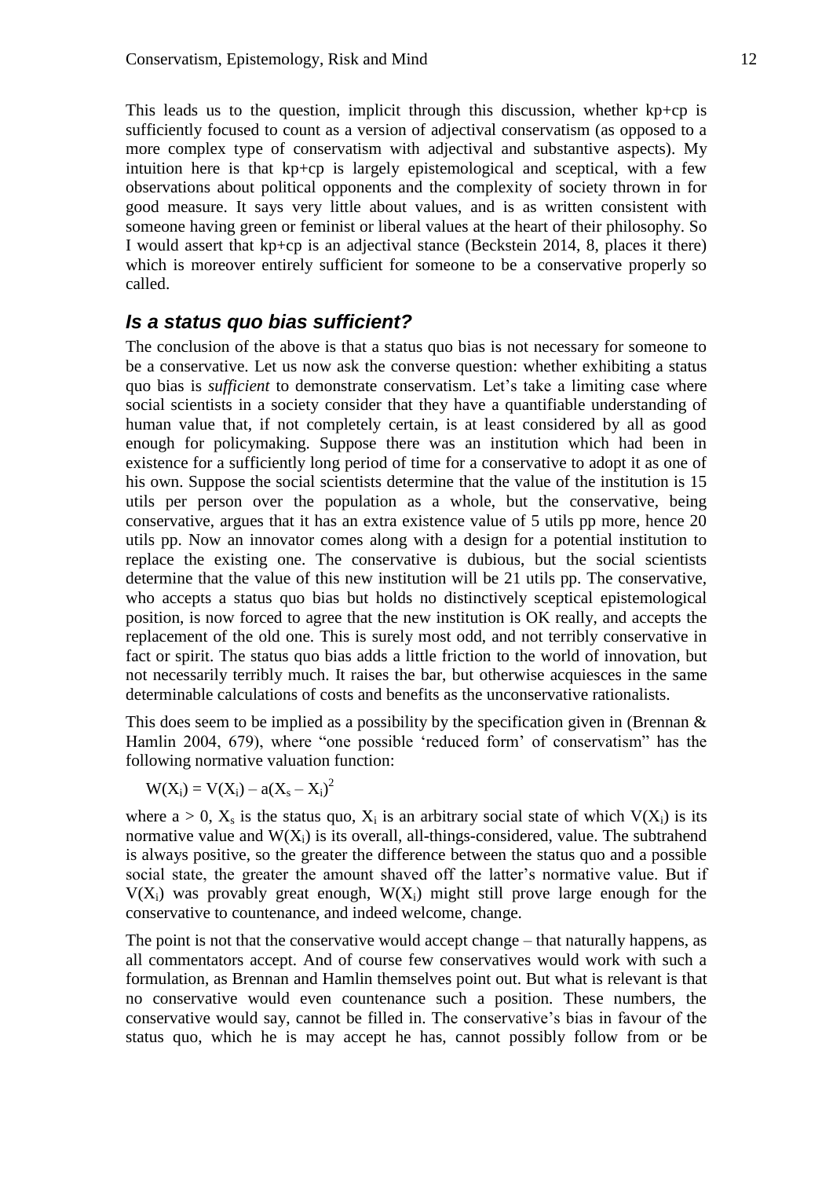This leads us to the question, implicit through this discussion, whether kp+cp is sufficiently focused to count as a version of adjectival conservatism (as opposed to a more complex type of conservatism with adjectival and substantive aspects). My intuition here is that kp+cp is largely epistemological and sceptical, with a few observations about political opponents and the complexity of society thrown in for good measure. It says very little about values, and is as written consistent with someone having green or feminist or liberal values at the heart of their philosophy. So I would assert that kp+cp is an adjectival stance (Beckstein 2014, 8, places it there) which is moreover entirely sufficient for someone to be a conservative properly so called.

### *Is a status quo bias sufficient?*

The conclusion of the above is that a status quo bias is not necessary for someone to be a conservative. Let us now ask the converse question: whether exhibiting a status quo bias is *sufficient* to demonstrate conservatism. Let's take a limiting case where social scientists in a society consider that they have a quantifiable understanding of human value that, if not completely certain, is at least considered by all as good enough for policymaking. Suppose there was an institution which had been in existence for a sufficiently long period of time for a conservative to adopt it as one of his own. Suppose the social scientists determine that the value of the institution is 15 utils per person over the population as a whole, but the conservative, being conservative, argues that it has an extra existence value of 5 utils pp more, hence 20 utils pp. Now an innovator comes along with a design for a potential institution to replace the existing one. The conservative is dubious, but the social scientists determine that the value of this new institution will be 21 utils pp. The conservative, who accepts a status quo bias but holds no distinctively sceptical epistemological position, is now forced to agree that the new institution is OK really, and accepts the replacement of the old one. This is surely most odd, and not terribly conservative in fact or spirit. The status quo bias adds a little friction to the world of innovation, but not necessarily terribly much. It raises the bar, but otherwise acquiesces in the same determinable calculations of costs and benefits as the unconservative rationalists.

This does seem to be implied as a possibility by the specification given in (Brennan & Hamlin 2004, 679), where "one possible 'reduced form' of conservatism" has the following normative valuation function:

$$W(X_i) = V(X_i) - a(X_s - X_i)^2$$

where $a > 0$, $X_s$ is the status quo, $X_i$ is an arbitrary social state of which $V(X_i)$ is its normative value and $W(X_i)$ is its overall, all-things-considered, value. The subtrahend is always positive, so the greater the difference between the status quo and a possible social state, the greater the amount shaved off the latter's normative value. But if $V(X_i)$ was provably great enough, $W(X_i)$ might still prove large enough for the conservative to countenance, and indeed welcome, change.

The point is not that the conservative would accept change – that naturally happens, as all commentators accept. And of course few conservatives would work with such a formulation, as Brennan and Hamlin themselves point out. But what is relevant is that no conservative would even countenance such a position. These numbers, the conservative would say, cannot be filled in. The conservative's bias in favour of the status quo, which he is may accept he has, cannot possibly follow from or be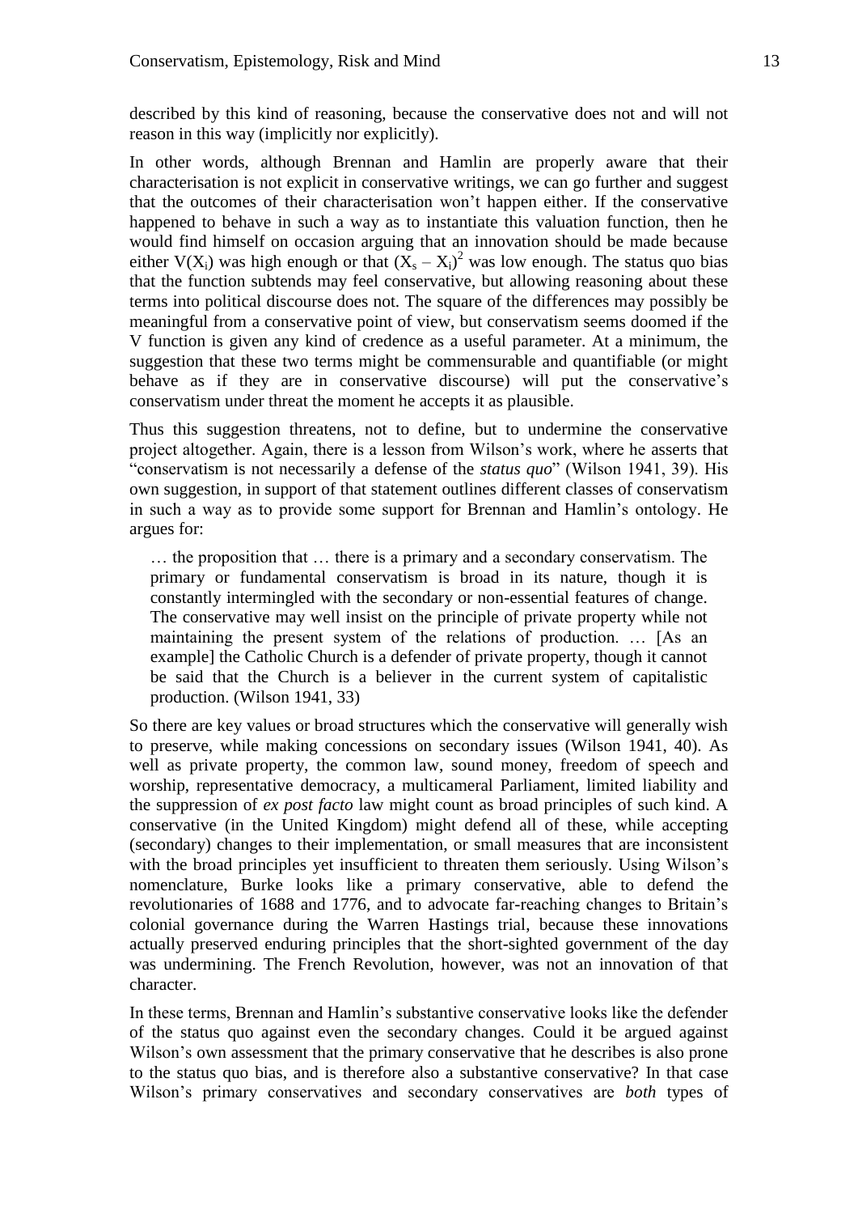described by this kind of reasoning, because the conservative does not and will not reason in this way (implicitly nor explicitly).

In other words, although Brennan and Hamlin are properly aware that their characterisation is not explicit in conservative writings, we can go further and suggest that the outcomes of their characterisation won't happen either. If the conservative happened to behave in such a way as to instantiate this valuation function, then he would find himself on occasion arguing that an innovation should be made because either $V(X_i)$ was high enough or that $(X_s - X_i)^2$ was low enough. The status quo bias that the function subtends may feel conservative, but allowing reasoning about these terms into political discourse does not. The square of the differences may possibly be meaningful from a conservative point of view, but conservatism seems doomed if the V function is given any kind of credence as a useful parameter. At a minimum, the suggestion that these two terms might be commensurable and quantifiable (or might behave as if they are in conservative discourse) will put the conservative's conservatism under threat the moment he accepts it as plausible.

Thus this suggestion threatens, not to define, but to undermine the conservative project altogether. Again, there is a lesson from Wilson's work, where he asserts that "conservatism is not necessarily a defense of the *status quo*" (Wilson 1941, 39). His own suggestion, in support of that statement outlines different classes of conservatism in such a way as to provide some support for Brennan and Hamlin's ontology. He argues for:

> … the proposition that … there is a primary and a secondary conservatism. The primary or fundamental conservatism is broad in its nature, though it is constantly intermingled with the secondary or non-essential features of change. The conservative may well insist on the principle of private property while not maintaining the present system of the relations of production. … [As an example] the Catholic Church is a defender of private property, though it cannot be said that the Church is a believer in the current system of capitalistic production. (Wilson 1941, 33)

So there are key values or broad structures which the conservative will generally wish to preserve, while making concessions on secondary issues (Wilson 1941, 40). As well as private property, the common law, sound money, freedom of speech and worship, representative democracy, a multicameral Parliament, limited liability and the suppression of *ex post facto* law might count as broad principles of such kind. A conservative (in the United Kingdom) might defend all of these, while accepting (secondary) changes to their implementation, or small measures that are inconsistent with the broad principles yet insufficient to threaten them seriously. Using Wilson's nomenclature, Burke looks like a primary conservative, able to defend the revolutionaries of 1688 and 1776, and to advocate far-reaching changes to Britain's colonial governance during the Warren Hastings trial, because these innovations actually preserved enduring principles that the short-sighted government of the day was undermining. The French Revolution, however, was not an innovation of that character.

In these terms, Brennan and Hamlin's substantive conservative looks like the defender of the status quo against even the secondary changes. Could it be argued against Wilson's own assessment that the primary conservative that he describes is also prone to the status quo bias, and is therefore also a substantive conservative? In that case Wilson's primary conservatives and secondary conservatives are *both* types of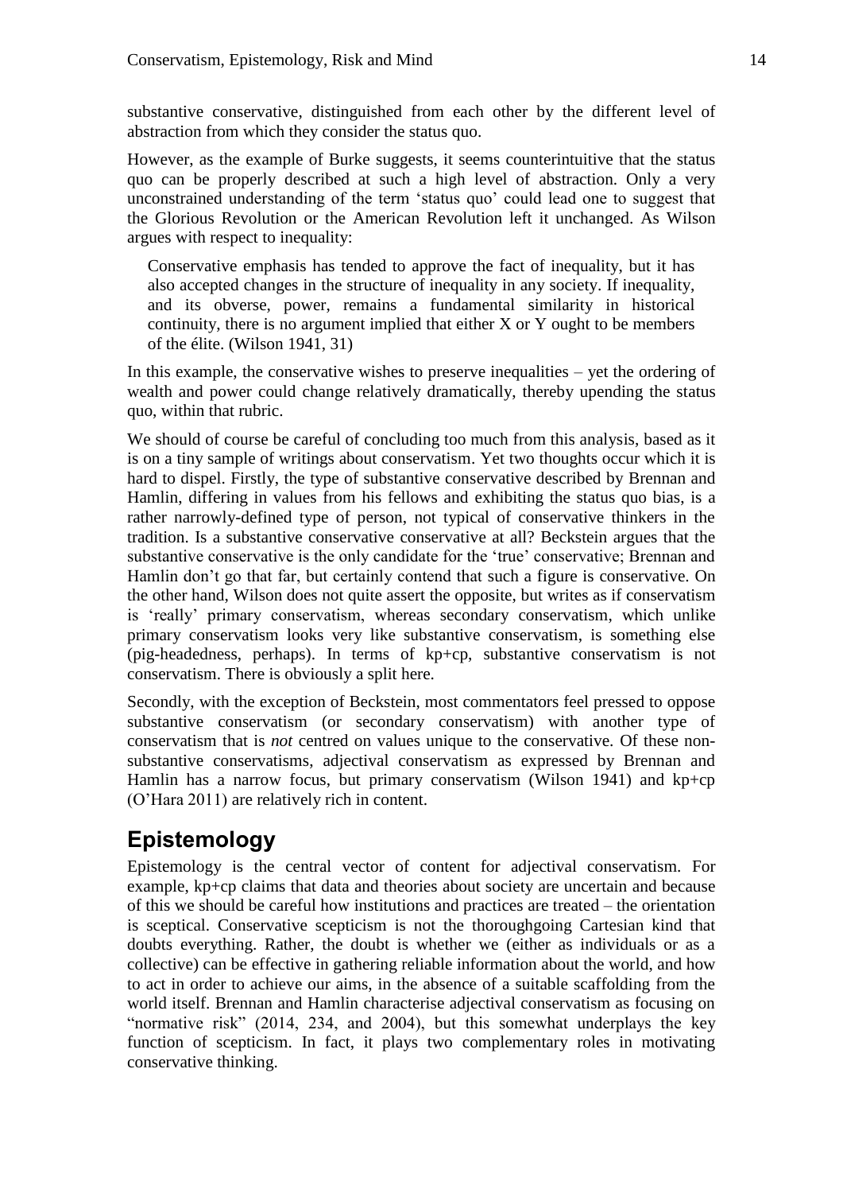substantive conservative, distinguished from each other by the different level of abstraction from which they consider the status quo.

However, as the example of Burke suggests, it seems counterintuitive that the status quo can be properly described at such a high level of abstraction. Only a very unconstrained understanding of the term 'status quo' could lead one to suggest that the Glorious Revolution or the American Revolution left it unchanged. As Wilson argues with respect to inequality:

> Conservative emphasis has tended to approve the fact of inequality, but it has also accepted changes in the structure of inequality in any society. If inequality, and its obverse, power, remains a fundamental similarity in historical continuity, there is no argument implied that either X or Y ought to be members of the élite. (Wilson 1941, 31)

In this example, the conservative wishes to preserve inequalities – yet the ordering of wealth and power could change relatively dramatically, thereby upending the status quo, within that rubric.

We should of course be careful of concluding too much from this analysis, based as it is on a tiny sample of writings about conservatism. Yet two thoughts occur which it is hard to dispel. Firstly, the type of substantive conservative described by Brennan and Hamlin, differing in values from his fellows and exhibiting the status quo bias, is a rather narrowly-defined type of person, not typical of conservative thinkers in the tradition. Is a substantive conservative conservative at all? Beckstein argues that the substantive conservative is the only candidate for the 'true' conservative; Brennan and Hamlin don't go that far, but certainly contend that such a figure is conservative. On the other hand, Wilson does not quite assert the opposite, but writes as if conservatism is 'really' primary conservatism, whereas secondary conservatism, which unlike primary conservatism looks very like substantive conservatism, is something else (pig-headedness, perhaps). In terms of kp+cp, substantive conservatism is not conservatism. There is obviously a split here.

Secondly, with the exception of Beckstein, most commentators feel pressed to oppose substantive conservatism (or secondary conservatism) with another type of conservatism that is *not* centred on values unique to the conservative. Of these non-substantive conservatisms, adjectival conservatism as expressed by Brennan and Hamlin has a narrow focus, but primary conservatism (Wilson 1941) and kp+cp (O'Hara 2011) are relatively rich in content.

## Epistemology

Epistemology is the central vector of content for adjectival conservatism. For example, kp+cp claims that data and theories about society are uncertain and because of this we should be careful how institutions and practices are treated – the orientation is sceptical. Conservative scepticism is not the thoroughgoing Cartesian kind that doubts everything. Rather, the doubt is whether we (either as individuals or as a collective) can be effective in gathering reliable information about the world, and how to act in order to achieve our aims, in the absence of a suitable scaffolding from the world itself. Brennan and Hamlin characterise adjectival conservatism as focusing on "normative risk" (2014, 234, and 2004), but this somewhat underplays the key function of scepticism. In fact, it plays two complementary roles in motivating conservative thinking.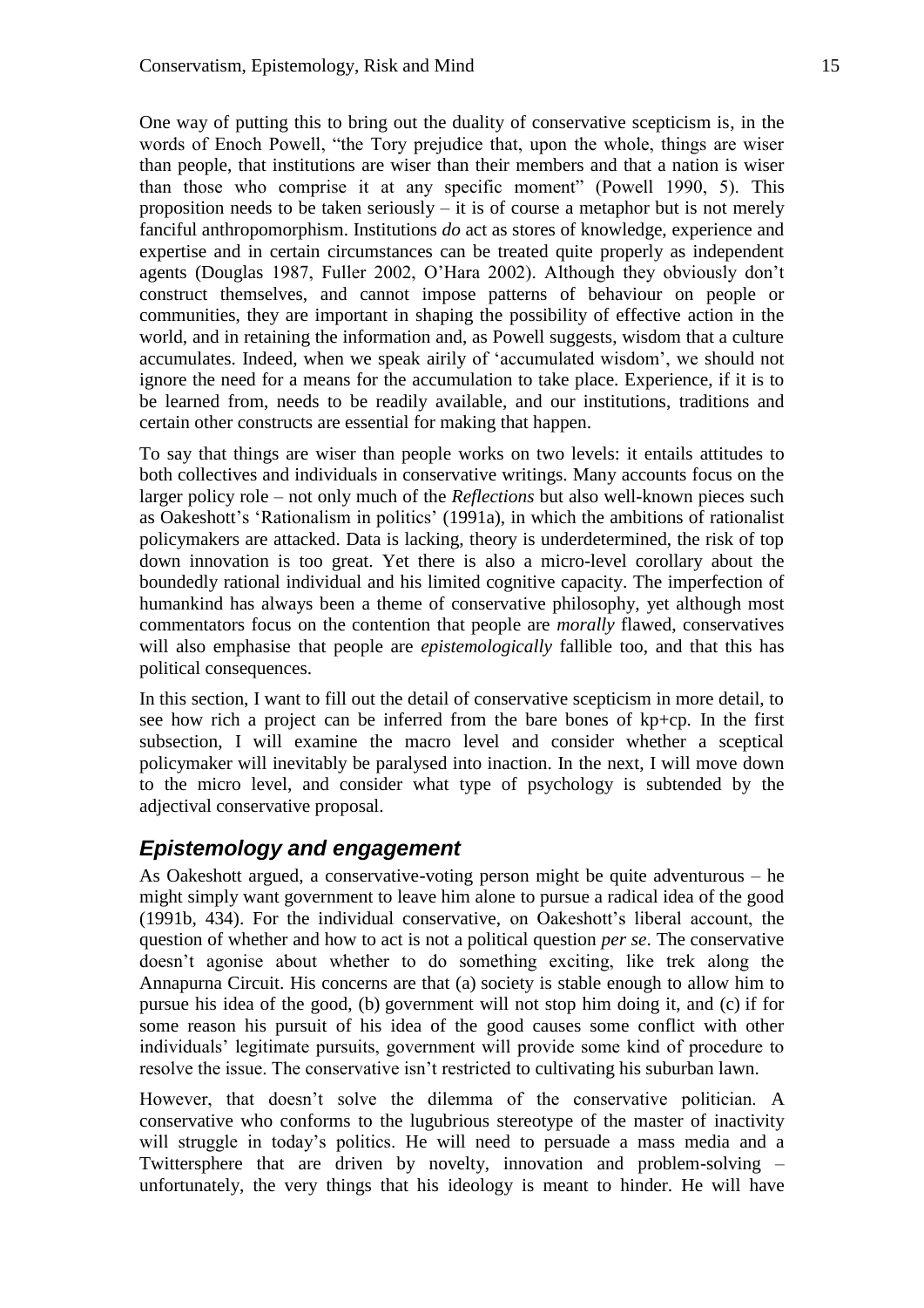One way of putting this to bring out the duality of conservative scepticism is, in the words of Enoch Powell, "the Tory prejudice that, upon the whole, things are wiser than people, that institutions are wiser than their members and that a nation is wiser than those who comprise it at any specific moment" (Powell 1990, 5). This proposition needs to be taken seriously – it is of course a metaphor but is not merely fanciful anthropomorphism. Institutions *do* act as stores of knowledge, experience and expertise and in certain circumstances can be treated quite properly as independent agents (Douglas 1987, Fuller 2002, O'Hara 2002). Although they obviously don't construct themselves, and cannot impose patterns of behaviour on people or communities, they are important in shaping the possibility of effective action in the world, and in retaining the information and, as Powell suggests, wisdom that a culture accumulates. Indeed, when we speak airily of 'accumulated wisdom', we should not ignore the need for a means for the accumulation to take place. Experience, if it is to be learned from, needs to be readily available, and our institutions, traditions and certain other constructs are essential for making that happen.

To say that things are wiser than people works on two levels: it entails attitudes to both collectives and individuals in conservative writings. Many accounts focus on the larger policy role – not only much of the *Reflections* but also well-known pieces such as Oakeshott's 'Rationalism in politics' (1991a), in which the ambitions of rationalist policymakers are attacked. Data is lacking, theory is underdetermined, the risk of top down innovation is too great. Yet there is also a micro-level corollary about the boundedly rational individual and his limited cognitive capacity. The imperfection of humankind has always been a theme of conservative philosophy, yet although most commentators focus on the contention that people are *morally* flawed, conservatives will also emphasise that people are *epistemologically* fallible too, and that this has political consequences.

In this section, I want to fill out the detail of conservative scepticism in more detail, to see how rich a project can be inferred from the bare bones of kp+cp. In the first subsection, I will examine the macro level and consider whether a sceptical policymaker will inevitably be paralysed into inaction. In the next, I will move down to the micro level, and consider what type of psychology is subtended by the adjectival conservative proposal.

## *Epistemology and engagement*

As Oakeshott argued, a conservative-voting person might be quite adventurous – he might simply want government to leave him alone to pursue a radical idea of the good (1991b, 434). For the individual conservative, on Oakeshott's liberal account, the question of whether and how to act is not a political question *per se*. The conservative doesn't agonise about whether to do something exciting, like trek along the Annapurna Circuit. His concerns are that (a) society is stable enough to allow him to pursue his idea of the good, (b) government will not stop him doing it, and (c) if for some reason his pursuit of his idea of the good causes some conflict with other individuals' legitimate pursuits, government will provide some kind of procedure to resolve the issue. The conservative isn't restricted to cultivating his suburban lawn.

However, that doesn't solve the dilemma of the conservative politician. A conservative who conforms to the lugubrious stereotype of the master of inactivity will struggle in today's politics. He will need to persuade a mass media and a Twittersphere that are driven by novelty, innovation and problem-solving – unfortunately, the very things that his ideology is meant to hinder. He will have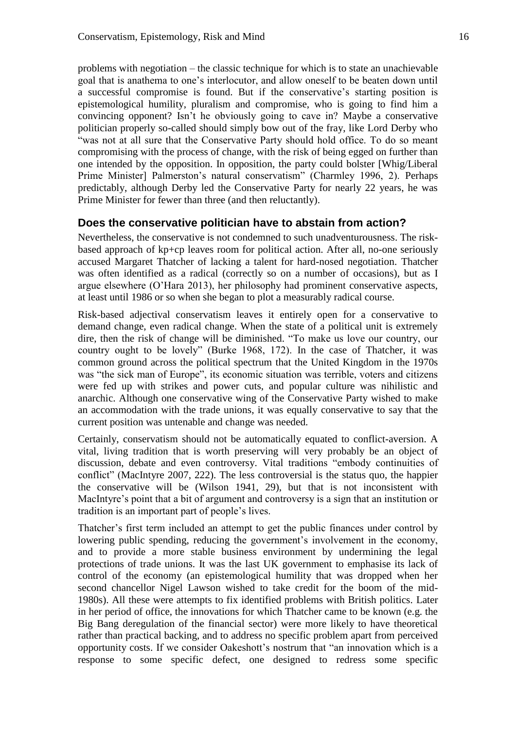problems with negotiation – the classic technique for which is to state an unachievable goal that is anathema to one's interlocutor, and allow oneself to be beaten down until a successful compromise is found. But if the conservative's starting position is epistemological humility, pluralism and compromise, who is going to find him a convincing opponent? Isn't he obviously going to cave in? Maybe a conservative politician properly so-called should simply bow out of the fray, like Lord Derby who "was not at all sure that the Conservative Party should hold office. To do so meant compromising with the process of change, with the risk of being egged on further than one intended by the opposition. In opposition, the party could bolster [Whig/Liberal Prime Minister] Palmerston's natural conservatism" (Charmley 1996, 2). Perhaps predictably, although Derby led the Conservative Party for nearly 22 years, he was Prime Minister for fewer than three (and then reluctantly).

## Does the conservative politician have to abstain from action?

Nevertheless, the conservative is not condemned to such unadventurousness. The risk-based approach of kp+cp leaves room for political action. After all, no-one seriously accused Margaret Thatcher of lacking a talent for hard-nosed negotiation. Thatcher was often identified as a radical (correctly so on a number of occasions), but as I argue elsewhere (O'Hara 2013), her philosophy had prominent conservative aspects, at least until 1986 or so when she began to plot a measurably radical course.

Risk-based adjectival conservatism leaves it entirely open for a conservative to demand change, even radical change. When the state of a political unit is extremely dire, then the risk of change will be diminished. "To make us love our country, our country ought to be lovely" (Burke 1968, 172). In the case of Thatcher, it was common ground across the political spectrum that the United Kingdom in the 1970s was "the sick man of Europe", its economic situation was terrible, voters and citizens were fed up with strikes and power cuts, and popular culture was nihilistic and anarchic. Although one conservative wing of the Conservative Party wished to make an accommodation with the trade unions, it was equally conservative to say that the current position was untenable and change was needed.

Certainly, conservatism should not be automatically equated to conflict-aversion. A vital, living tradition that is worth preserving will very probably be an object of discussion, debate and even controversy. Vital traditions "embody continuities of conflict" (MacIntyre 2007, 222). The less controversial is the status quo, the happier the conservative will be (Wilson 1941, 29), but that is not inconsistent with MacIntyre's point that a bit of argument and controversy is a sign that an institution or tradition is an important part of people's lives.

Thatcher's first term included an attempt to get the public finances under control by lowering public spending, reducing the government's involvement in the economy, and to provide a more stable business environment by undermining the legal protections of trade unions. It was the last UK government to emphasise its lack of control of the economy (an epistemological humility that was dropped when her second chancellor Nigel Lawson wished to take credit for the boom of the mid-1980s). All these were attempts to fix identified problems with British politics. Later in her period of office, the innovations for which Thatcher came to be known (e.g. the Big Bang deregulation of the financial sector) were more likely to have theoretical rather than practical backing, and to address no specific problem apart from perceived opportunity costs. If we consider Oakeshott's nostrum that "an innovation which is a response to some specific defect, one designed to redress some specific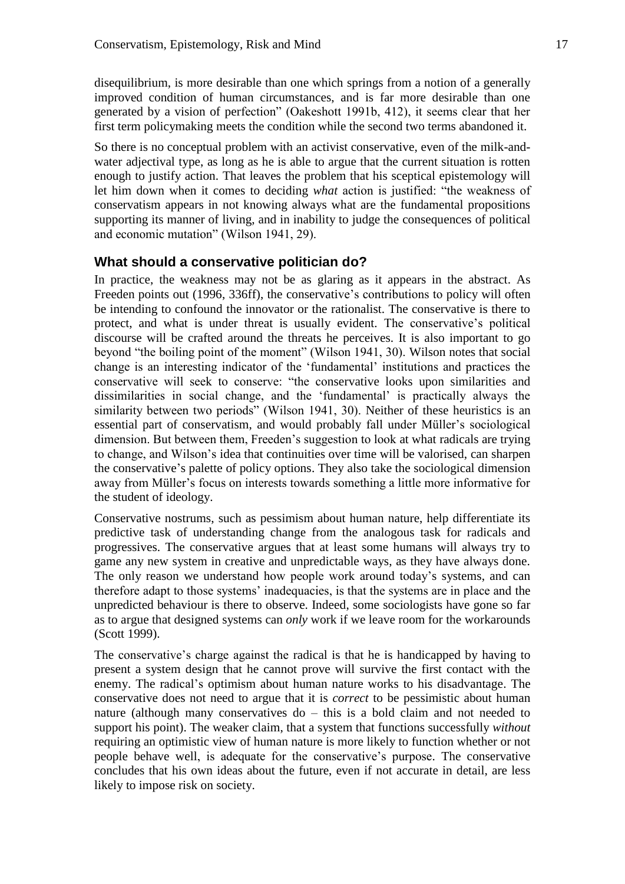disequilibrium, is more desirable than one which springs from a notion of a generally improved condition of human circumstances, and is far more desirable than one generated by a vision of perfection" (Oakeshott 1991b, 412), it seems clear that her first term policymaking meets the condition while the second two terms abandoned it.

So there is no conceptual problem with an activist conservative, even of the milk-and-water adjectival type, as long as he is able to argue that the current situation is rotten enough to justify action. That leaves the problem that his sceptical epistemology will let him down when it comes to deciding *what* action is justified: "the weakness of conservatism appears in not knowing always what are the fundamental propositions supporting its manner of living, and in inability to judge the consequences of political and economic mutation" (Wilson 1941, 29).

## What should a conservative politician do?

In practice, the weakness may not be as glaring as it appears in the abstract. As Freeden points out (1996, 336ff), the conservative's contributions to policy will often be intending to confound the innovator or the rationalist. The conservative is there to protect, and what is under threat is usually evident. The conservative's political discourse will be crafted around the threats he perceives. It is also important to go beyond "the boiling point of the moment" (Wilson 1941, 30). Wilson notes that social change is an interesting indicator of the 'fundamental' institutions and practices the conservative will seek to conserve: "the conservative looks upon similarities and dissimilarities in social change, and the 'fundamental' is practically always the similarity between two periods" (Wilson 1941, 30). Neither of these heuristics is an essential part of conservatism, and would probably fall under Müller's sociological dimension. But between them, Freeden's suggestion to look at what radicals are trying to change, and Wilson's idea that continuities over time will be valorised, can sharpen the conservative's palette of policy options. They also take the sociological dimension away from Müller's focus on interests towards something a little more informative for the student of ideology.

Conservative nostrums, such as pessimism about human nature, help differentiate its predictive task of understanding change from the analogous task for radicals and progressives. The conservative argues that at least some humans will always try to game any new system in creative and unpredictable ways, as they have always done. The only reason we understand how people work around today's systems, and can therefore adapt to those systems' inadequacies, is that the systems are in place and the unpredicted behaviour is there to observe. Indeed, some sociologists have gone so far as to argue that designed systems can *only* work if we leave room for the workarounds (Scott 1999).

The conservative's charge against the radical is that he is handicapped by having to present a system design that he cannot prove will survive the first contact with the enemy. The radical's optimism about human nature works to his disadvantage. The conservative does not need to argue that it is *correct* to be pessimistic about human nature (although many conservatives do – this is a bold claim and not needed to support his point). The weaker claim, that a system that functions successfully *without* requiring an optimistic view of human nature is more likely to function whether or not people behave well, is adequate for the conservative's purpose. The conservative concludes that his own ideas about the future, even if not accurate in detail, are less likely to impose risk on society.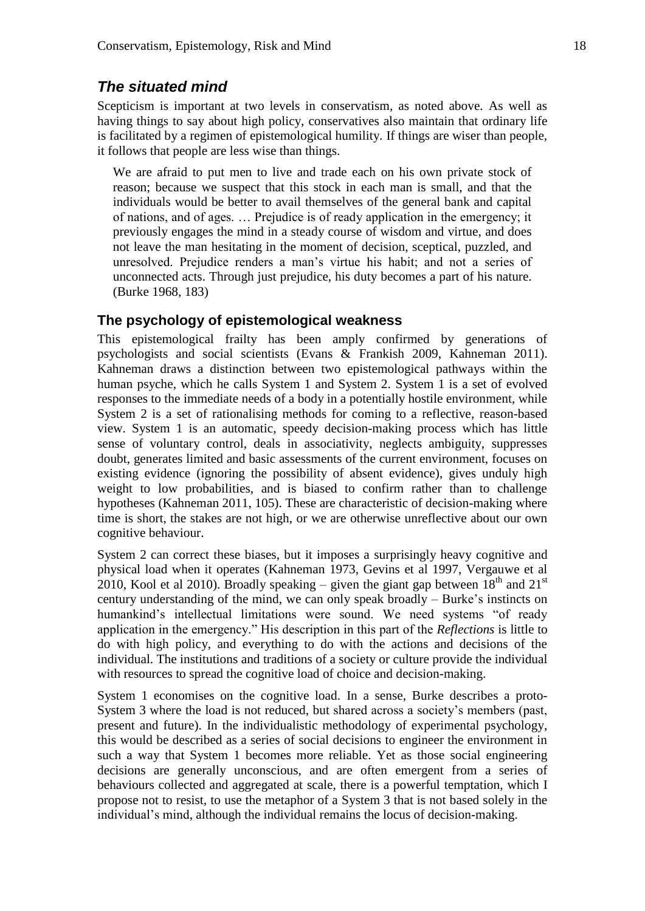## *The situated mind*

Scepticism is important at two levels in conservatism, as noted above. As well as having things to say about high policy, conservatives also maintain that ordinary life is facilitated by a regimen of epistemological humility. If things are wiser than people, it follows that people are less wise than things.

> We are afraid to put men to live and trade each on his own private stock of reason; because we suspect that this stock in each man is small, and that the individuals would be better to avail themselves of the general bank and capital of nations, and of ages. … Prejudice is of ready application in the emergency; it previously engages the mind in a steady course of wisdom and virtue, and does not leave the man hesitating in the moment of decision, sceptical, puzzled, and unresolved. Prejudice renders a man's virtue his habit; and not a series of unconnected acts. Through just prejudice, his duty becomes a part of his nature. (Burke 1968, 183)

### The psychology of epistemological weakness

This epistemological frailty has been amply confirmed by generations of psychologists and social scientists (Evans & Frankish 2009, Kahneman 2011). Kahneman draws a distinction between two epistemological pathways within the human psyche, which he calls System 1 and System 2. System 1 is a set of evolved responses to the immediate needs of a body in a potentially hostile environment, while System 2 is a set of rationalising methods for coming to a reflective, reason-based view. System 1 is an automatic, speedy decision-making process which has little sense of voluntary control, deals in associativity, neglects ambiguity, suppresses doubt, generates limited and basic assessments of the current environment, focuses on existing evidence (ignoring the possibility of absent evidence), gives unduly high weight to low probabilities, and is biased to confirm rather than to challenge hypotheses (Kahneman 2011, 105). These are characteristic of decision-making where time is short, the stakes are not high, or we are otherwise unreflective about our own cognitive behaviour.

System 2 can correct these biases, but it imposes a surprisingly heavy cognitive and physical load when it operates (Kahneman 1973, Gevins et al 1997, Vergauwe et al 2010, Kool et al 2010). Broadly speaking – given the giant gap between 18th and 21st century understanding of the mind, we can only speak broadly – Burke's instincts on humankind's intellectual limitations were sound. We need systems "of ready application in the emergency." His description in this part of the *Reflections* is little to do with high policy, and everything to do with the actions and decisions of the individual. The institutions and traditions of a society or culture provide the individual with resources to spread the cognitive load of choice and decision-making.

System 1 economises on the cognitive load. In a sense, Burke describes a proto-System 3 where the load is not reduced, but shared across a society's members (past, present and future). In the individualistic methodology of experimental psychology, this would be described as a series of social decisions to engineer the environment in such a way that System 1 becomes more reliable. Yet as those social engineering decisions are generally unconscious, and are often emergent from a series of behaviours collected and aggregated at scale, there is a powerful temptation, which I propose not to resist, to use the metaphor of a System 3 that is not based solely in the individual's mind, although the individual remains the locus of decision-making.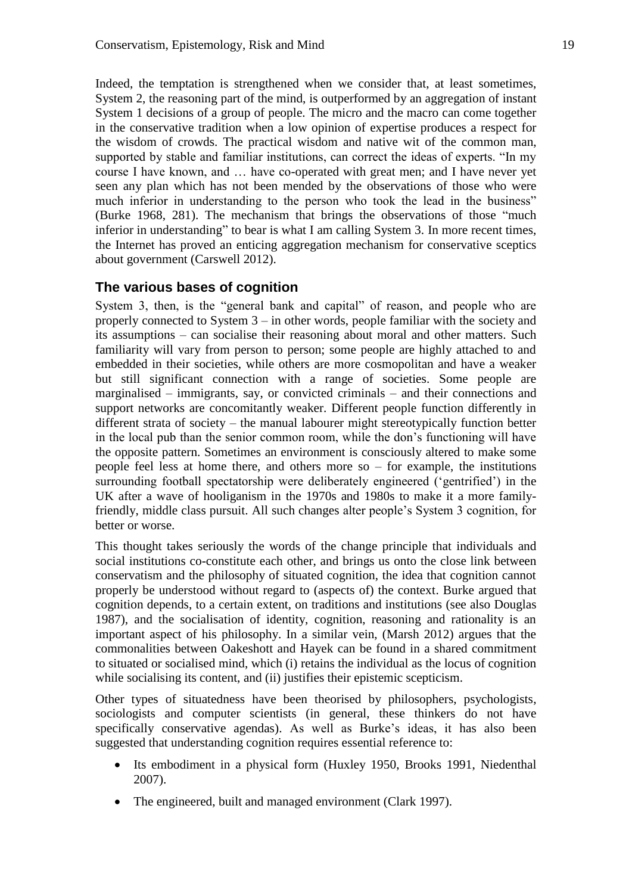Indeed, the temptation is strengthened when we consider that, at least sometimes, System 2, the reasoning part of the mind, is outperformed by an aggregation of instant System 1 decisions of a group of people. The micro and the macro can come together in the conservative tradition when a low opinion of expertise produces a respect for the wisdom of crowds. The practical wisdom and native wit of the common man, supported by stable and familiar institutions, can correct the ideas of experts. "In my course I have known, and … have co-operated with great men; and I have never yet seen any plan which has not been mended by the observations of those who were much inferior in understanding to the person who took the lead in the business" (Burke 1968, 281). The mechanism that brings the observations of those "much inferior in understanding" to bear is what I am calling System 3. In more recent times, the Internet has proved an enticing aggregation mechanism for conservative sceptics about government (Carswell 2012).

## The various bases of cognition

System 3, then, is the "general bank and capital" of reason, and people who are properly connected to System 3 – in other words, people familiar with the society and its assumptions – can socialise their reasoning about moral and other matters. Such familiarity will vary from person to person; some people are highly attached to and embedded in their societies, while others are more cosmopolitan and have a weaker but still significant connection with a range of societies. Some people are marginalised – immigrants, say, or convicted criminals – and their connections and support networks are concomitantly weaker. Different people function differently in different strata of society – the manual labourer might stereotypically function better in the local pub than the senior common room, while the don's functioning will have the opposite pattern. Sometimes an environment is consciously altered to make some people feel less at home there, and others more so – for example, the institutions surrounding football spectatorship were deliberately engineered ('gentrified') in the UK after a wave of hooliganism in the 1970s and 1980s to make it a more family-friendly, middle class pursuit. All such changes alter people's System 3 cognition, for better or worse.

This thought takes seriously the words of the change principle that individuals and social institutions co-constitute each other, and brings us onto the close link between conservatism and the philosophy of situated cognition, the idea that cognition cannot properly be understood without regard to (aspects of) the context. Burke argued that cognition depends, to a certain extent, on traditions and institutions (see also Douglas 1987), and the socialisation of identity, cognition, reasoning and rationality is an important aspect of his philosophy. In a similar vein, (Marsh 2012) argues that the commonalities between Oakeshott and Hayek can be found in a shared commitment to situated or socialised mind, which (i) retains the individual as the locus of cognition while socialising its content, and (ii) justifies their epistemic scepticism.

Other types of situatedness have been theorised by philosophers, psychologists, sociologists and computer scientists (in general, these thinkers do not have specifically conservative agendas). As well as Burke's ideas, it has also been suggested that understanding cognition requires essential reference to:

- Its embodiment in a physical form (Huxley 1950, Brooks 1991, Niedenthal 2007).
- The engineered, built and managed environment (Clark 1997).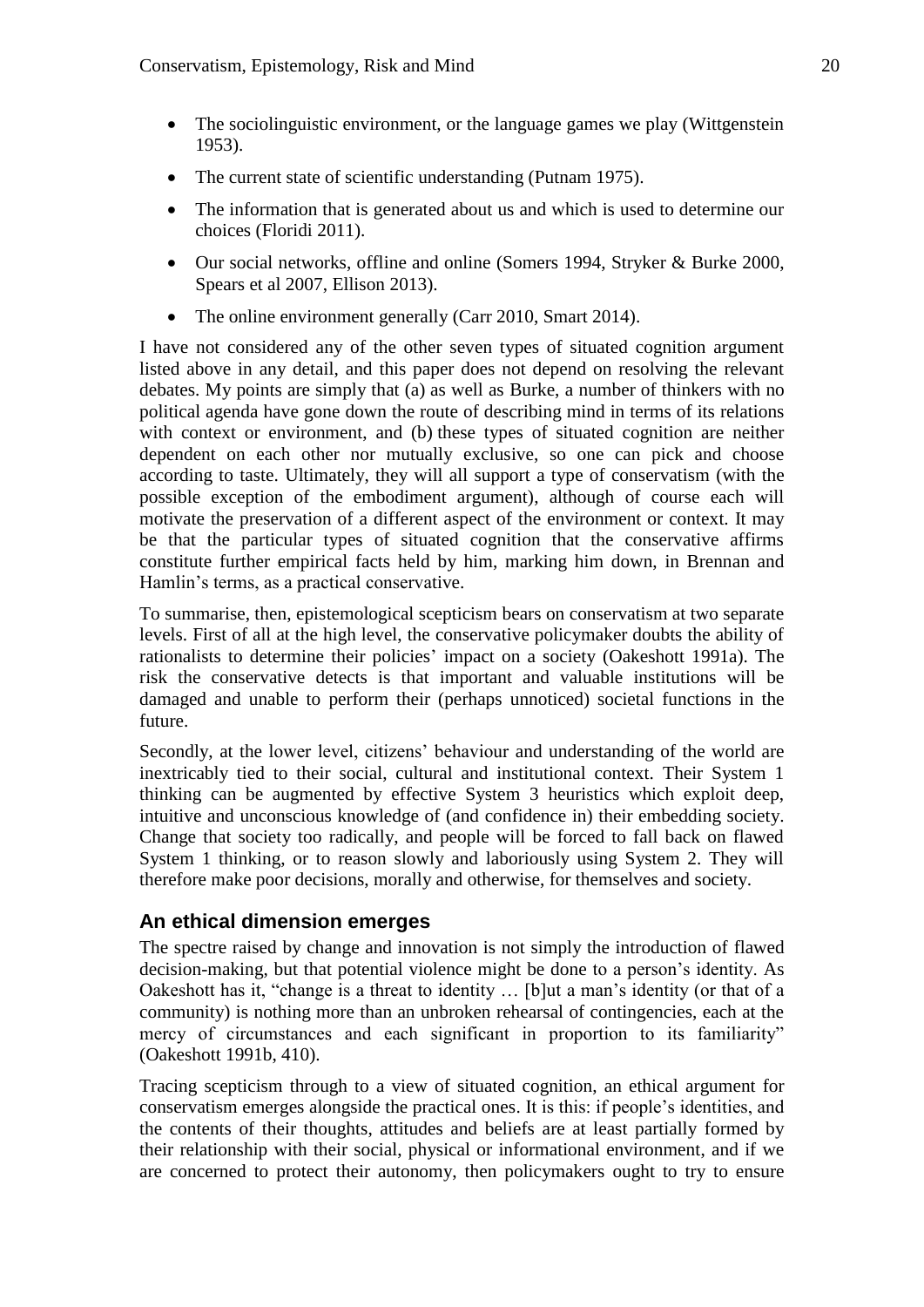- The sociolinguistic environment, or the language games we play (Wittgenstein 1953).
- The current state of scientific understanding (Putnam 1975).
- The information that is generated about us and which is used to determine our choices (Floridi 2011).
- Our social networks, offline and online (Somers 1994, Stryker & Burke 2000, Spears et al 2007, Ellison 2013).
- The online environment generally (Carr 2010, Smart 2014).

I have not considered any of the other seven types of situated cognition argument listed above in any detail, and this paper does not depend on resolving the relevant debates. My points are simply that (a) as well as Burke, a number of thinkers with no political agenda have gone down the route of describing mind in terms of its relations with context or environment, and (b) these types of situated cognition are neither dependent on each other nor mutually exclusive, so one can pick and choose according to taste. Ultimately, they will all support a type of conservatism (with the possible exception of the embodiment argument), although of course each will motivate the preservation of a different aspect of the environment or context. It may be that the particular types of situated cognition that the conservative affirms constitute further empirical facts held by him, marking him down, in Brennan and Hamlin's terms, as a practical conservative.

To summarise, then, epistemological scepticism bears on conservatism at two separate levels. First of all at the high level, the conservative policymaker doubts the ability of rationalists to determine their policies' impact on a society (Oakeshott 1991a). The risk the conservative detects is that important and valuable institutions will be damaged and unable to perform their (perhaps unnoticed) societal functions in the future.

Secondly, at the lower level, citizens' behaviour and understanding of the world are inextricably tied to their social, cultural and institutional context. Their System 1 thinking can be augmented by effective System 3 heuristics which exploit deep, intuitive and unconscious knowledge of (and confidence in) their embedding society. Change that society too radically, and people will be forced to fall back on flawed System 1 thinking, or to reason slowly and laboriously using System 2. They will therefore make poor decisions, morally and otherwise, for themselves and society.

## An ethical dimension emerges

The spectre raised by change and innovation is not simply the introduction of flawed decision-making, but that potential violence might be done to a person's identity. As Oakeshott has it, "change is a threat to identity … [b]ut a man's identity (or that of a community) is nothing more than an unbroken rehearsal of contingencies, each at the mercy of circumstances and each significant in proportion to its familiarity" (Oakeshott 1991b, 410).

Tracing scepticism through to a view of situated cognition, an ethical argument for conservatism emerges alongside the practical ones. It is this: if people's identities, and the contents of their thoughts, attitudes and beliefs are at least partially formed by their relationship with their social, physical or informational environment, and if we are concerned to protect their autonomy, then policymakers ought to try to ensure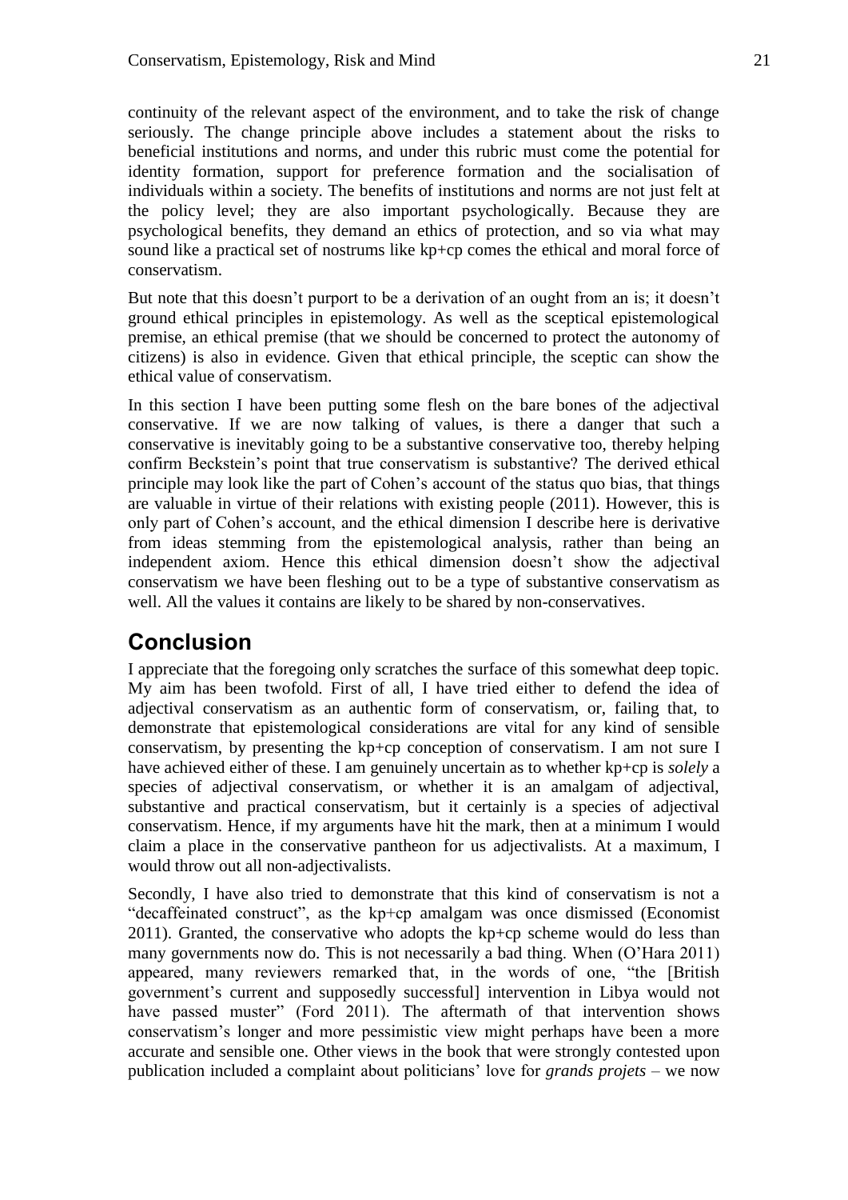continuity of the relevant aspect of the environment, and to take the risk of change seriously. The change principle above includes a statement about the risks to beneficial institutions and norms, and under this rubric must come the potential for identity formation, support for preference formation and the socialisation of individuals within a society. The benefits of institutions and norms are not just felt at the policy level; they are also important psychologically. Because they are psychological benefits, they demand an ethics of protection, and so via what may sound like a practical set of nostrums like kp+cp comes the ethical and moral force of conservatism.

But note that this doesn't purport to be a derivation of an ought from an is; it doesn't ground ethical principles in epistemology. As well as the sceptical epistemological premise, an ethical premise (that we should be concerned to protect the autonomy of citizens) is also in evidence. Given that ethical principle, the sceptic can show the ethical value of conservatism.

In this section I have been putting some flesh on the bare bones of the adjectival conservative. If we are now talking of values, is there a danger that such a conservative is inevitably going to be a substantive conservative too, thereby helping confirm Beckstein's point that true conservatism is substantive? The derived ethical principle may look like the part of Cohen's account of the status quo bias, that things are valuable in virtue of their relations with existing people (2011). However, this is only part of Cohen's account, and the ethical dimension I describe here is derivative from ideas stemming from the epistemological analysis, rather than being an independent axiom. Hence this ethical dimension doesn't show the adjectival conservatism we have been fleshing out to be a type of substantive conservatism as well. All the values it contains are likely to be shared by non-conservatives.

## Conclusion

I appreciate that the foregoing only scratches the surface of this somewhat deep topic. My aim has been twofold. First of all, I have tried either to defend the idea of adjectival conservatism as an authentic form of conservatism, or, failing that, to demonstrate that epistemological considerations are vital for any kind of sensible conservatism, by presenting the kp+cp conception of conservatism. I am not sure I have achieved either of these. I am genuinely uncertain as to whether kp+cp is *solely* a species of adjectival conservatism, or whether it is an amalgam of adjectival, substantive and practical conservatism, but it certainly is a species of adjectival conservatism. Hence, if my arguments have hit the mark, then at a minimum I would claim a place in the conservative pantheon for us adjectivalists. At a maximum, I would throw out all non-adjectivalists.

Secondly, I have also tried to demonstrate that this kind of conservatism is not a "decaffeinated construct", as the kp+cp amalgam was once dismissed (Economist 2011). Granted, the conservative who adopts the kp+cp scheme would do less than many governments now do. This is not necessarily a bad thing. When (O'Hara 2011) appeared, many reviewers remarked that, in the words of one, "the [British government's current and supposedly successful] intervention in Libya would not have passed muster" (Ford 2011). The aftermath of that intervention shows conservatism's longer and more pessimistic view might perhaps have been a more accurate and sensible one. Other views in the book that were strongly contested upon publication included a complaint about politicians' love for *grands projets* – we now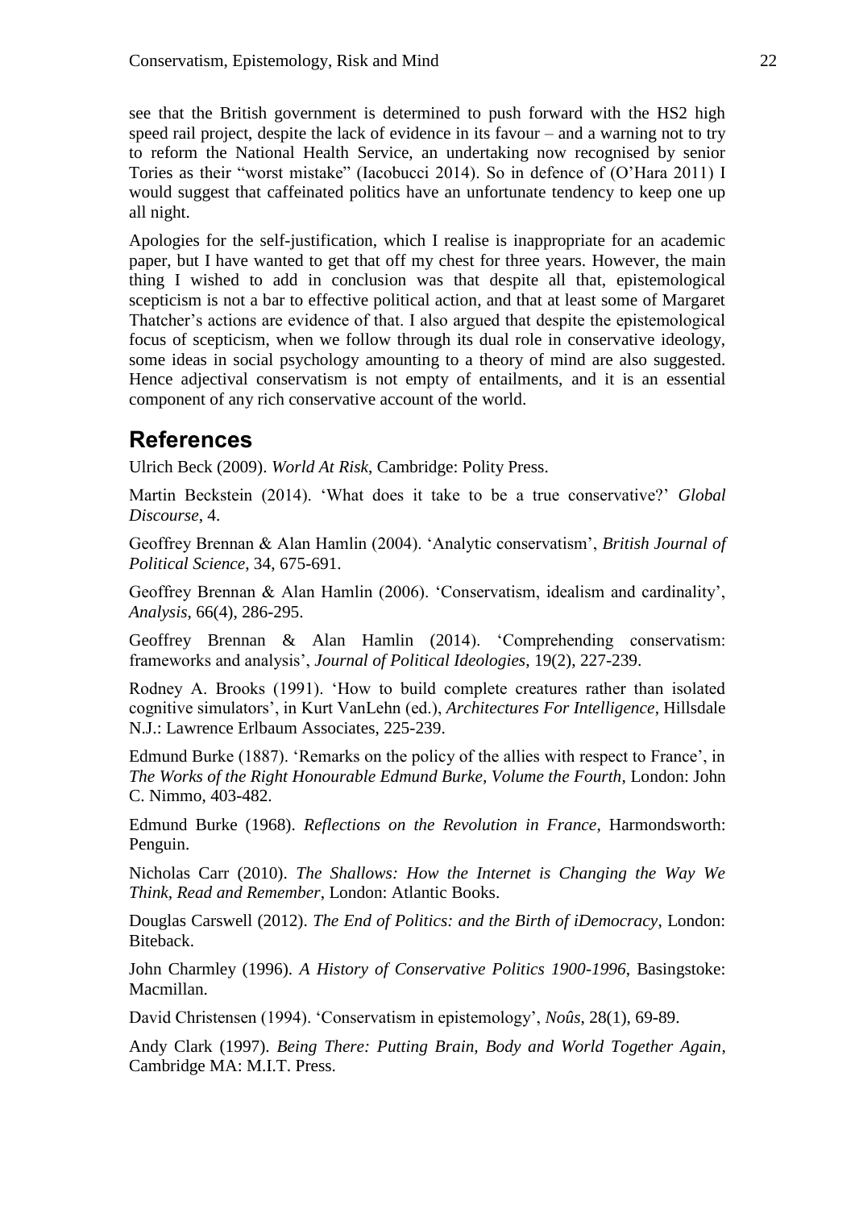see that the British government is determined to push forward with the HS2 high speed rail project, despite the lack of evidence in its favour – and a warning not to try to reform the National Health Service, an undertaking now recognised by senior Tories as their "worst mistake" (Iacobucci 2014). So in defence of (O'Hara 2011) I would suggest that caffeinated politics have an unfortunate tendency to keep one up all night.

Apologies for the self-justification, which I realise is inappropriate for an academic paper, but I have wanted to get that off my chest for three years. However, the main thing I wished to add in conclusion was that despite all that, epistemological scepticism is not a bar to effective political action, and that at least some of Margaret Thatcher's actions are evidence of that. I also argued that despite the epistemological focus of scepticism, when we follow through its dual role in conservative ideology, some ideas in social psychology amounting to a theory of mind are also suggested. Hence adjectival conservatism is not empty of entailments, and it is an essential component of any rich conservative account of the world.

## References

Ulrich Beck (2009). *World At Risk*, Cambridge: Polity Press.

Martin Beckstein (2014). 'What does it take to be a true conservative?' *Global Discourse*, 4.

Geoffrey Brennan & Alan Hamlin (2004). 'Analytic conservatism', *British Journal of Political Science*, 34, 675-691.

Geoffrey Brennan & Alan Hamlin (2006). 'Conservatism, idealism and cardinality', *Analysis*, 66(4), 286-295.

Geoffrey Brennan & Alan Hamlin (2014). 'Comprehending conservatism: frameworks and analysis', *Journal of Political Ideologies*, 19(2), 227-239.

Rodney A. Brooks (1991). 'How to build complete creatures rather than isolated cognitive simulators', in Kurt VanLehn (ed.), *Architectures For Intelligence*, Hillsdale N.J.: Lawrence Erlbaum Associates, 225-239.

Edmund Burke (1887). 'Remarks on the policy of the allies with respect to France', in *The Works of the Right Honourable Edmund Burke, Volume the Fourth*, London: John C. Nimmo, 403-482.

Edmund Burke (1968). *Reflections on the Revolution in France*, Harmondsworth: Penguin.

Nicholas Carr (2010). *The Shallows: How the Internet is Changing the Way We Think, Read and Remember*, London: Atlantic Books.

Douglas Carswell (2012). *The End of Politics: and the Birth of iDemocracy*, London: Biteback.

John Charmley (1996). *A History of Conservative Politics 1900-1996*, Basingstoke: Macmillan.

David Christensen (1994). 'Conservatism in epistemology', *Noûs*, 28(1), 69-89.

Andy Clark (1997). *Being There: Putting Brain, Body and World Together Again*, Cambridge MA: M.I.T. Press.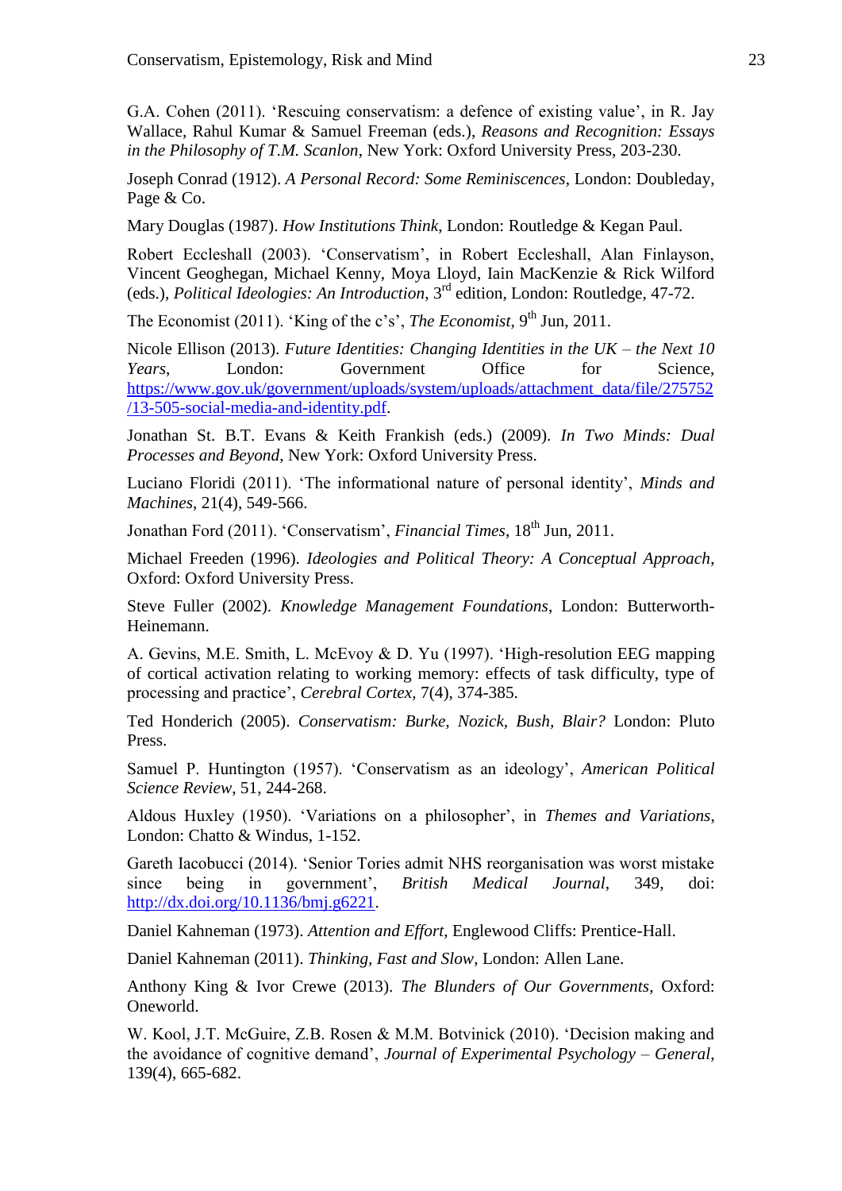G.A. Cohen (2011). 'Rescuing conservatism: a defence of existing value', in R. Jay Wallace, Rahul Kumar & Samuel Freeman (eds.), *Reasons and Recognition: Essays in the Philosophy of T.M. Scanlon*, New York: Oxford University Press, 203-230.

Joseph Conrad (1912). *A Personal Record: Some Reminiscences*, London: Doubleday, Page & Co.

Mary Douglas (1987). *How Institutions Think*, London: Routledge & Kegan Paul.

Robert Eccleshall (2003). 'Conservatism', in Robert Eccleshall, Alan Finlayson, Vincent Geoghegan, Michael Kenny, Moya Lloyd, Iain MacKenzie & Rick Wilford (eds.), *Political Ideologies: An Introduction*, 3rd edition, London: Routledge, 47-72.

The Economist (2011). 'King of the c's', *The Economist*, 9th Jun, 2011.

Nicole Ellison (2013). *Future Identities: Changing Identities in the UK – the Next 10 Years*, London: Government Office for Science, https://www.gov.uk/government/uploads/system/uploads/attachment_data/file/275752/13-505-social-media-and-identity.pdf.

Jonathan St. B.T. Evans & Keith Frankish (eds.) (2009). *In Two Minds: Dual Processes and Beyond*, New York: Oxford University Press.

Luciano Floridi (2011). 'The informational nature of personal identity', *Minds and Machines*, 21(4), 549-566.

Jonathan Ford (2011). 'Conservatism', *Financial Times*, 18th Jun, 2011.

Michael Freeden (1996). *Ideologies and Political Theory: A Conceptual Approach*, Oxford: Oxford University Press.

Steve Fuller (2002). *Knowledge Management Foundations*, London: Butterworth-Heinemann.

A. Gevins, M.E. Smith, L. McEvoy & D. Yu (1997). 'High-resolution EEG mapping of cortical activation relating to working memory: effects of task difficulty, type of processing and practice', *Cerebral Cortex*, 7(4), 374-385.

Ted Honderich (2005). *Conservatism: Burke, Nozick, Bush, Blair?* London: Pluto Press.

Samuel P. Huntington (1957). 'Conservatism as an ideology', *American Political Science Review*, 51, 244-268.

Aldous Huxley (1950). 'Variations on a philosopher', in *Themes and Variations*, London: Chatto & Windus, 1-152.

Gareth Iacobucci (2014). 'Senior Tories admit NHS reorganisation was worst mistake since being in government', *British Medical Journal*, 349, doi: http://dx.doi.org/10.1136/bmj.g6221.

Daniel Kahneman (1973). *Attention and Effort*, Englewood Cliffs: Prentice-Hall.

Daniel Kahneman (2011). *Thinking, Fast and Slow*, London: Allen Lane.

Anthony King & Ivor Crewe (2013). *The Blunders of Our Governments*, Oxford: Oneworld.

W. Kool, J.T. McGuire, Z.B. Rosen & M.M. Botvinick (2010). 'Decision making and the avoidance of cognitive demand', *Journal of Experimental Psychology – General*, 139(4), 665-682.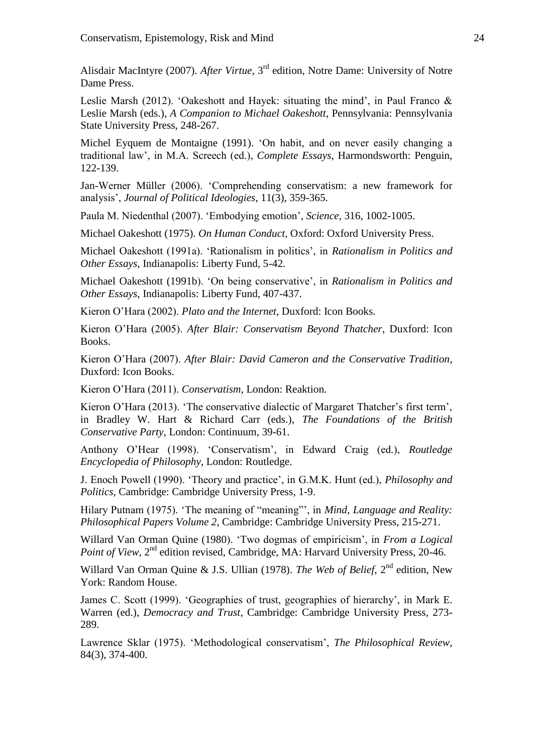Alisdair MacIntyre (2007). *After Virtue*, 3rd edition, Notre Dame: University of Notre Dame Press.

Leslie Marsh (2012). 'Oakeshott and Hayek: situating the mind', in Paul Franco & Leslie Marsh (eds.), *A Companion to Michael Oakeshott*, Pennsylvania: Pennsylvania State University Press, 248-267.

Michel Eyquem de Montaigne (1991). 'On habit, and on never easily changing a traditional law', in M.A. Screech (ed.), *Complete Essays*, Harmondsworth: Penguin, 122-139.

Jan-Werner Müller (2006). 'Comprehending conservatism: a new framework for analysis', *Journal of Political Ideologies*, 11(3), 359-365.

Paula M. Niedenthal (2007). 'Embodying emotion', *Science*, 316, 1002-1005.

Michael Oakeshott (1975). *On Human Conduct*, Oxford: Oxford University Press.

Michael Oakeshott (1991a). 'Rationalism in politics', in *Rationalism in Politics and Other Essays*, Indianapolis: Liberty Fund, 5-42.

Michael Oakeshott (1991b). 'On being conservative', in *Rationalism in Politics and Other Essays*, Indianapolis: Liberty Fund, 407-437.

Kieron O'Hara (2002). *Plato and the Internet*, Duxford: Icon Books.

Kieron O'Hara (2005). *After Blair: Conservatism Beyond Thatcher*, Duxford: Icon Books.

Kieron O'Hara (2007). *After Blair: David Cameron and the Conservative Tradition*, Duxford: Icon Books.

Kieron O'Hara (2011). *Conservatism*, London: Reaktion.

Kieron O'Hara (2013). 'The conservative dialectic of Margaret Thatcher's first term', in Bradley W. Hart & Richard Carr (eds.), *The Foundations of the British Conservative Party*, London: Continuum, 39-61.

Anthony O'Hear (1998). 'Conservatism', in Edward Craig (ed.), *Routledge Encyclopedia of Philosophy*, London: Routledge.

J. Enoch Powell (1990). 'Theory and practice', in G.M.K. Hunt (ed.), *Philosophy and Politics*, Cambridge: Cambridge University Press, 1-9.

Hilary Putnam (1975). 'The meaning of "meaning"', in *Mind, Language and Reality: Philosophical Papers Volume 2*, Cambridge: Cambridge University Press, 215-271.

Willard Van Orman Quine (1980). 'Two dogmas of empiricism', in *From a Logical Point of View*, 2nd edition revised, Cambridge, MA: Harvard University Press, 20-46.

Willard Van Orman Quine & J.S. Ullian (1978). *The Web of Belief*, 2nd edition, New York: Random House.

James C. Scott (1999). 'Geographies of trust, geographies of hierarchy', in Mark E. Warren (ed.), *Democracy and Trust*, Cambridge: Cambridge University Press, 273-289.

Lawrence Sklar (1975). 'Methodological conservatism', *The Philosophical Review*, 84(3), 374-400.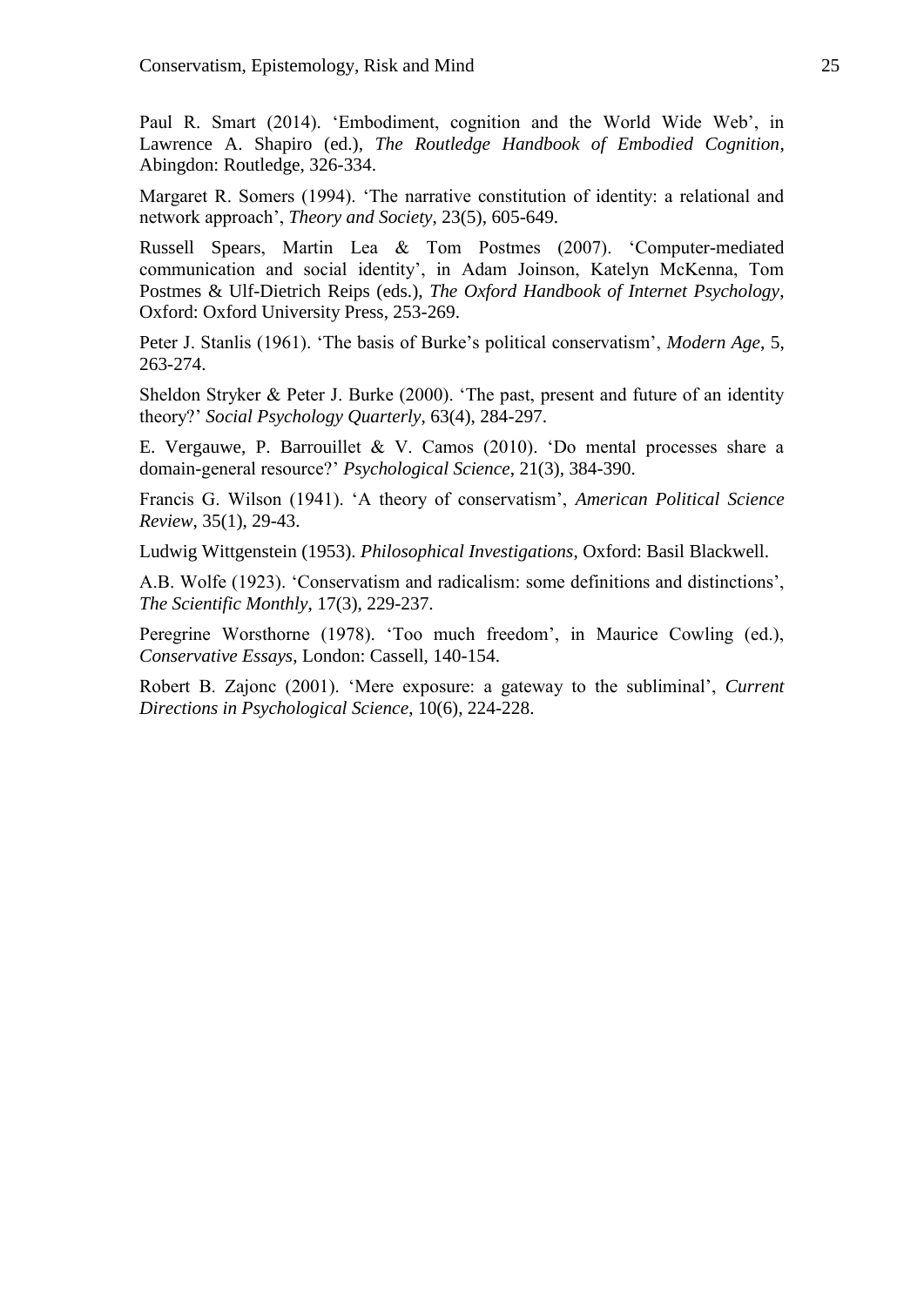Paul R. Smart (2014). 'Embodiment, cognition and the World Wide Web', in Lawrence A. Shapiro (ed.), *The Routledge Handbook of Embodied Cognition*, Abingdon: Routledge, 326-334.

Margaret R. Somers (1994). 'The narrative constitution of identity: a relational and network approach', *Theory and Society*, 23(5), 605-649.

Russell Spears, Martin Lea & Tom Postmes (2007). 'Computer-mediated communication and social identity', in Adam Joinson, Katelyn McKenna, Tom Postmes & Ulf-Dietrich Reips (eds.), *The Oxford Handbook of Internet Psychology*, Oxford: Oxford University Press, 253-269.

Peter J. Stanlis (1961). 'The basis of Burke's political conservatism', *Modern Age*, 5, 263-274.

Sheldon Stryker & Peter J. Burke (2000). 'The past, present and future of an identity theory?' *Social Psychology Quarterly*, 63(4), 284-297.

E. Vergauwe, P. Barrouillet & V. Camos (2010). 'Do mental processes share a domain-general resource?' *Psychological Science*, 21(3), 384-390.

Francis G. Wilson (1941). 'A theory of conservatism', *American Political Science Review*, 35(1), 29-43.

Ludwig Wittgenstein (1953). *Philosophical Investigations*, Oxford: Basil Blackwell.

A.B. Wolfe (1923). 'Conservatism and radicalism: some definitions and distinctions', *The Scientific Monthly*, 17(3), 229-237.

Peregrine Worsthorne (1978). 'Too much freedom', in Maurice Cowling (ed.), *Conservative Essays*, London: Cassell, 140-154.

Robert B. Zajonc (2001). 'Mere exposure: a gateway to the subliminal', *Current Directions in Psychological Science*, 10(6), 224-228.